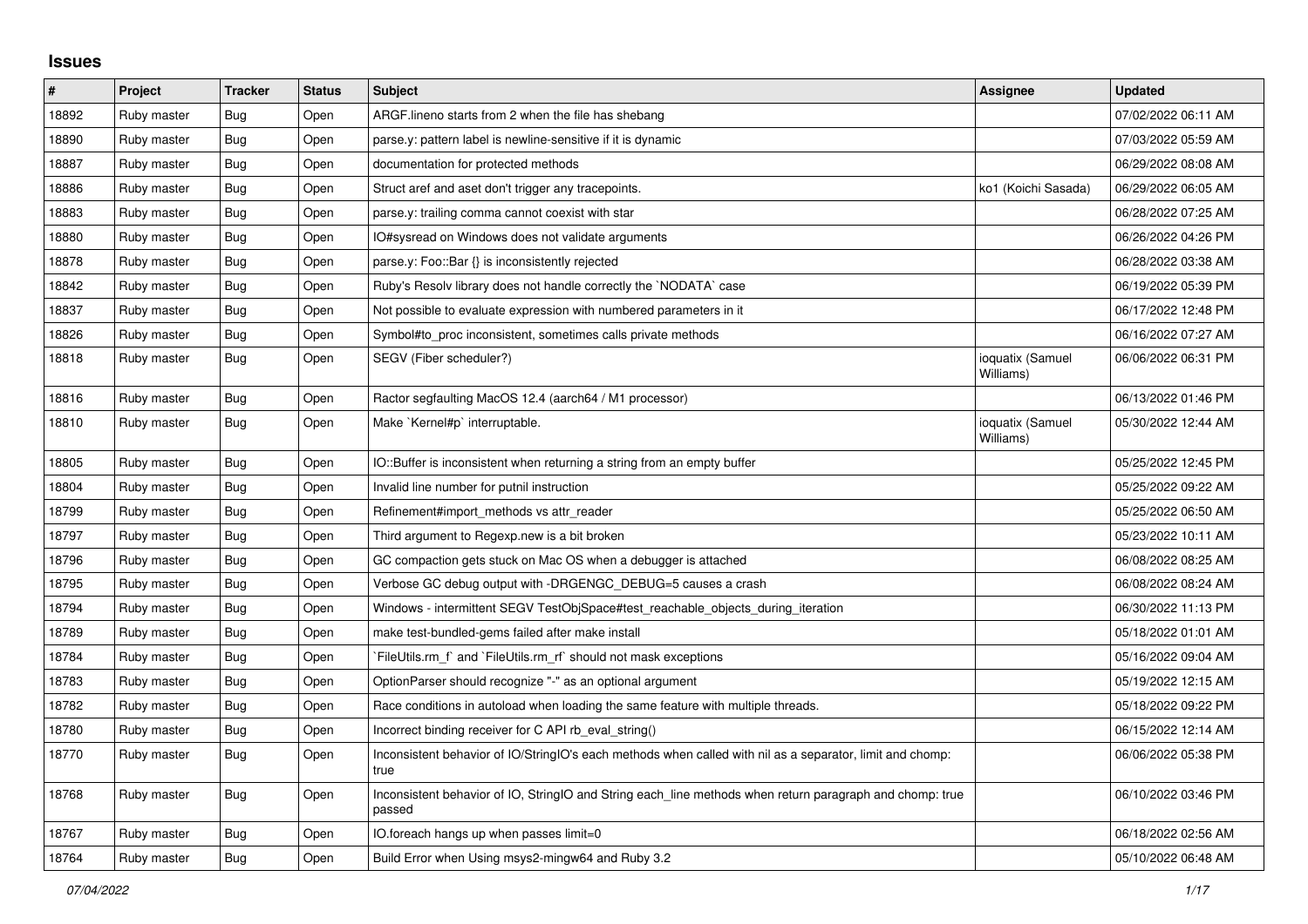## Issues

| # | Project | Tracker | Status | Subject | Assignee | Updated |
|---|---|---|---|---|---|---|
| 18892 | Ruby master | Bug | Open | ARGF.lineno starts from 2 when the file has shebang | | 07/02/2022 06:11 AM |
| 18890 | Ruby master | Bug | Open | parse.y: pattern label is newline-sensitive if it is dynamic | | 07/03/2022 05:59 AM |
| 18887 | Ruby master | Bug | Open | documentation for protected methods | | 06/29/2022 08:08 AM |
| 18886 | Ruby master | Bug | Open | Struct aref and aset don't trigger any tracepoints. | ko1 (Koichi Sasada) | 06/29/2022 06:05 AM |
| 18883 | Ruby master | Bug | Open | parse.y: trailing comma cannot coexist with star | | 06/28/2022 07:25 AM |
| 18880 | Ruby master | Bug | Open | IO#sysread on Windows does not validate arguments | | 06/26/2022 04:26 PM |
| 18878 | Ruby master | Bug | Open | parse.y: Foo::Bar {} is inconsistently rejected | | 06/28/2022 03:38 AM |
| 18842 | Ruby master | Bug | Open | Ruby's Resolv library does not handle correctly the `NODATA` case | | 06/19/2022 05:39 PM |
| 18837 | Ruby master | Bug | Open | Not possible to evaluate expression with numbered parameters in it | | 06/17/2022 12:48 PM |
| 18826 | Ruby master | Bug | Open | Symbol#to_proc inconsistent, sometimes calls private methods | | 06/16/2022 07:27 AM |
| 18818 | Ruby master | Bug | Open | SEGV (Fiber scheduler?) | ioquatix (Samuel Williams) | 06/06/2022 06:31 PM |
| 18816 | Ruby master | Bug | Open | Ractor segfaulting MacOS 12.4 (aarch64 / M1 processor) | | 06/13/2022 01:46 PM |
| 18810 | Ruby master | Bug | Open | Make `Kernel#p` interruptable. | ioquatix (Samuel Williams) | 05/30/2022 12:44 AM |
| 18805 | Ruby master | Bug | Open | IO::Buffer is inconsistent when returning a string from an empty buffer | | 05/25/2022 12:45 PM |
| 18804 | Ruby master | Bug | Open | Invalid line number for putnil instruction | | 05/25/2022 09:22 AM |
| 18799 | Ruby master | Bug | Open | Refinement#import_methods vs attr_reader | | 05/25/2022 06:50 AM |
| 18797 | Ruby master | Bug | Open | Third argument to Regexp.new is a bit broken | | 05/23/2022 10:11 AM |
| 18796 | Ruby master | Bug | Open | GC compaction gets stuck on Mac OS when a debugger is attached | | 06/08/2022 08:25 AM |
| 18795 | Ruby master | Bug | Open | Verbose GC debug output with -DRGENGC_DEBUG=5 causes a crash | | 06/08/2022 08:24 AM |
| 18794 | Ruby master | Bug | Open | Windows - intermittent SEGV TestObjSpace#test_reachable_objects_during_iteration | | 06/30/2022 11:13 PM |
| 18789 | Ruby master | Bug | Open | make test-bundled-gems failed after make install | | 05/18/2022 01:01 AM |
| 18784 | Ruby master | Bug | Open | `FileUtils.rm_f` and `FileUtils.rm_rf` should not mask exceptions | | 05/16/2022 09:04 AM |
| 18783 | Ruby master | Bug | Open | OptionParser should recognize "-" as an optional argument | | 05/19/2022 12:15 AM |
| 18782 | Ruby master | Bug | Open | Race conditions in autoload when loading the same feature with multiple threads. | | 05/18/2022 09:22 PM |
| 18780 | Ruby master | Bug | Open | Incorrect binding receiver for C API rb_eval_string() | | 06/15/2022 12:14 AM |
| 18770 | Ruby master | Bug | Open | Inconsistent behavior of IO/StringIO's each methods when called with nil as a separator, limit and chomp: true | | 06/06/2022 05:38 PM |
| 18768 | Ruby master | Bug | Open | Inconsistent behavior of IO, StringIO and String each_line methods when return paragraph and chomp: true passed | | 06/10/2022 03:46 PM |
| 18767 | Ruby master | Bug | Open | IO.foreach hangs up when passes limit=0 | | 06/18/2022 02:56 AM |
| 18764 | Ruby master | Bug | Open | Build Error when Using msys2-mingw64 and Ruby 3.2 | | 05/10/2022 06:48 AM |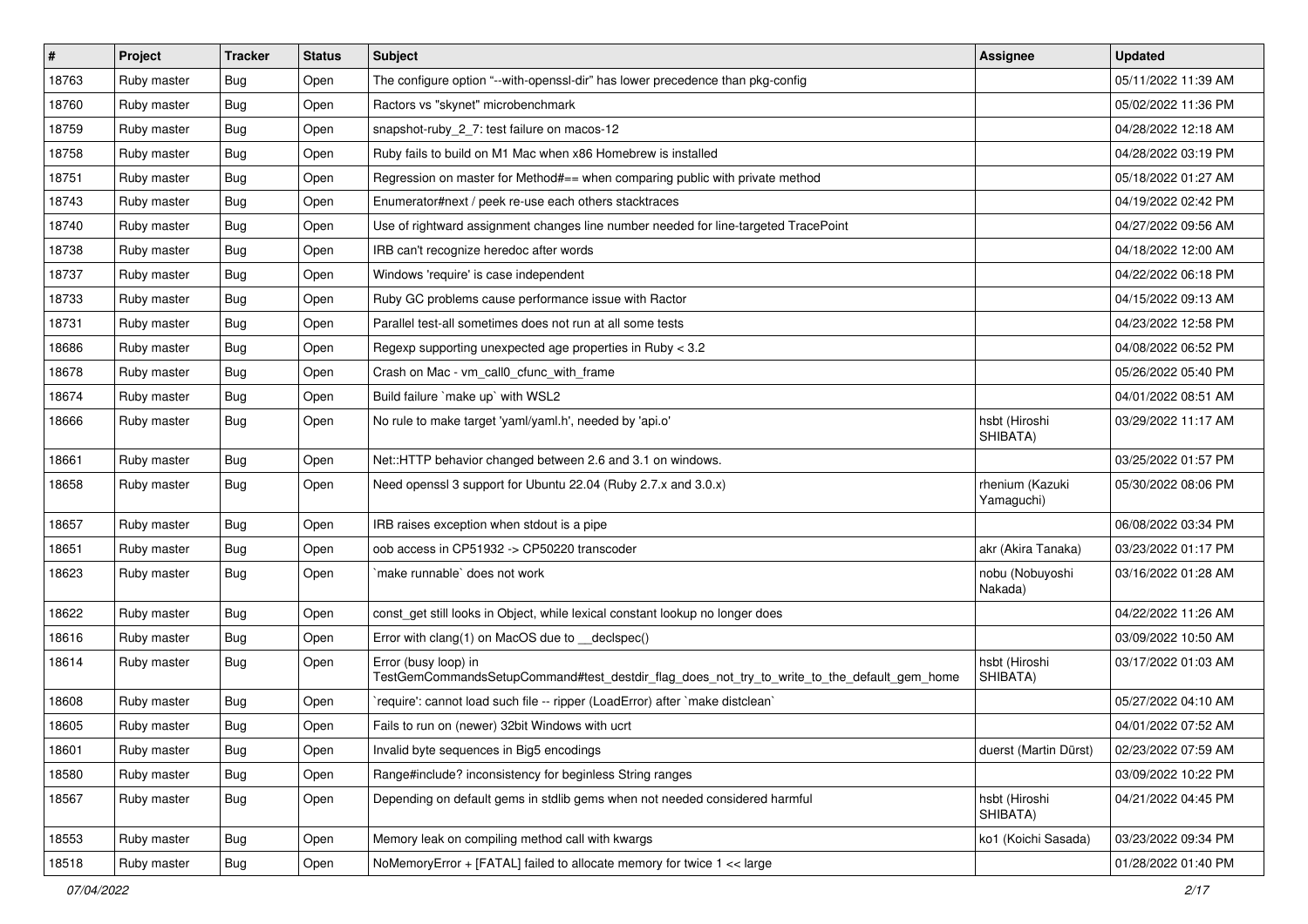| # | Project | Tracker | Status | Subject | Assignee | Updated |
|---|---|---|---|---|---|---|
| 18763 | Ruby master | Bug | Open | The configure option "--with-openssl-dir" has lower precedence than pkg-config | | 05/11/2022 11:39 AM |
| 18760 | Ruby master | Bug | Open | Ractors vs "skynet" microbenchmark | | 05/02/2022 11:36 PM |
| 18759 | Ruby master | Bug | Open | snapshot-ruby_2_7: test failure on macos-12 | | 04/28/2022 12:18 AM |
| 18758 | Ruby master | Bug | Open | Ruby fails to build on M1 Mac when x86 Homebrew is installed | | 04/28/2022 03:19 PM |
| 18751 | Ruby master | Bug | Open | Regression on master for Method#== when comparing public with private method | | 05/18/2022 01:27 AM |
| 18743 | Ruby master | Bug | Open | Enumerator#next / peek re-use each others stacktraces | | 04/19/2022 02:42 PM |
| 18740 | Ruby master | Bug | Open | Use of rightward assignment changes line number needed for line-targeted TracePoint | | 04/27/2022 09:56 AM |
| 18738 | Ruby master | Bug | Open | IRB can't recognize heredoc after words | | 04/18/2022 12:00 AM |
| 18737 | Ruby master | Bug | Open | Windows 'require' is case independent | | 04/22/2022 06:18 PM |
| 18733 | Ruby master | Bug | Open | Ruby GC problems cause performance issue with Ractor | | 04/15/2022 09:13 AM |
| 18731 | Ruby master | Bug | Open | Parallel test-all sometimes does not run at all some tests | | 04/23/2022 12:58 PM |
| 18686 | Ruby master | Bug | Open | Regexp supporting unexpected age properties in Ruby < 3.2 | | 04/08/2022 06:52 PM |
| 18678 | Ruby master | Bug | Open | Crash on Mac - vm_call0_cfunc_with_frame | | 05/26/2022 05:40 PM |
| 18674 | Ruby master | Bug | Open | Build failure `make up` with WSL2 | | 04/01/2022 08:51 AM |
| 18666 | Ruby master | Bug | Open | No rule to make target 'yaml/yaml.h', needed by 'api.o' | hsbt (Hiroshi SHIBATA) | 03/29/2022 11:17 AM |
| 18661 | Ruby master | Bug | Open | Net::HTTP behavior changed between 2.6 and 3.1 on windows. | | 03/25/2022 01:57 PM |
| 18658 | Ruby master | Bug | Open | Need openssl 3 support for Ubuntu 22.04 (Ruby 2.7.x and 3.0.x) | rhenium (Kazuki Yamaguchi) | 05/30/2022 08:06 PM |
| 18657 | Ruby master | Bug | Open | IRB raises exception when stdout is a pipe | | 06/08/2022 03:34 PM |
| 18651 | Ruby master | Bug | Open | oob access in CP51932 -> CP50220 transcoder | akr (Akira Tanaka) | 03/23/2022 01:17 PM |
| 18623 | Ruby master | Bug | Open | `make runnable` does not work | nobu (Nobuyoshi Nakada) | 03/16/2022 01:28 AM |
| 18622 | Ruby master | Bug | Open | const_get still looks in Object, while lexical constant lookup no longer does | | 04/22/2022 11:26 AM |
| 18616 | Ruby master | Bug | Open | Error with clang(1) on MacOS due to __declspec() | | 03/09/2022 10:50 AM |
| 18614 | Ruby master | Bug | Open | Error (busy loop) in TestGemCommandsSetupCommand#test_destdir_flag_does_not_try_to_write_to_the_default_gem_home | hsbt (Hiroshi SHIBATA) | 03/17/2022 01:03 AM |
| 18608 | Ruby master | Bug | Open | `require': cannot load such file -- ripper (LoadError) after `make distclean` | | 05/27/2022 04:10 AM |
| 18605 | Ruby master | Bug | Open | Fails to run on (newer) 32bit Windows with ucrt | | 04/01/2022 07:52 AM |
| 18601 | Ruby master | Bug | Open | Invalid byte sequences in Big5 encodings | duerst (Martin Dürst) | 02/23/2022 07:59 AM |
| 18580 | Ruby master | Bug | Open | Range#include? inconsistency for beginless String ranges | | 03/09/2022 10:22 PM |
| 18567 | Ruby master | Bug | Open | Depending on default gems in stdlib gems when not needed considered harmful | hsbt (Hiroshi SHIBATA) | 04/21/2022 04:45 PM |
| 18553 | Ruby master | Bug | Open | Memory leak on compiling method call with kwargs | ko1 (Koichi Sasada) | 03/23/2022 09:34 PM |
| 18518 | Ruby master | Bug | Open | NoMemoryError + [FATAL] failed to allocate memory for twice 1 << large | | 01/28/2022 01:40 PM |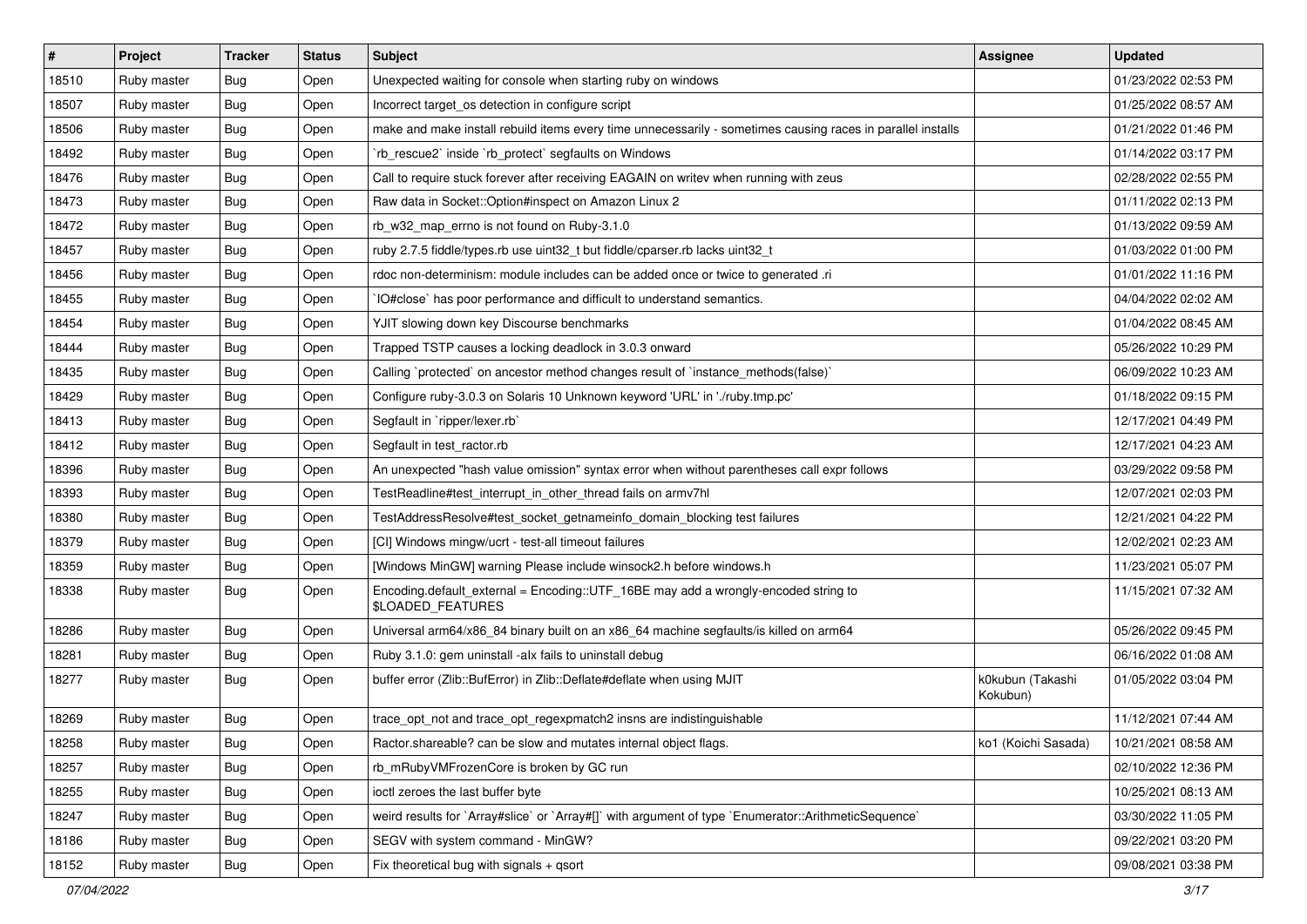| # | Project | Tracker | Status | Subject | Assignee | Updated |
|---|---|---|---|---|---|---|
| 18510 | Ruby master | Bug | Open | Unexpected waiting for console when starting ruby on windows | | 01/23/2022 02:53 PM |
| 18507 | Ruby master | Bug | Open | Incorrect target_os detection in configure script | | 01/25/2022 08:57 AM |
| 18506 | Ruby master | Bug | Open | make and make install rebuild items every time unnecessarily - sometimes causing races in parallel installs | | 01/21/2022 01:46 PM |
| 18492 | Ruby master | Bug | Open | `rb_rescue2` inside `rb_protect` segfaults on Windows | | 01/14/2022 03:17 PM |
| 18476 | Ruby master | Bug | Open | Call to require stuck forever after receiving EAGAIN on writev when running with zeus | | 02/28/2022 02:55 PM |
| 18473 | Ruby master | Bug | Open | Raw data in Socket::Option#inspect on Amazon Linux 2 | | 01/11/2022 02:13 PM |
| 18472 | Ruby master | Bug | Open | rb_w32_map_errno is not found on Ruby-3.1.0 | | 01/13/2022 09:59 AM |
| 18457 | Ruby master | Bug | Open | ruby 2.7.5 fiddle/types.rb use uint32_t but fiddle/cparser.rb lacks uint32_t | | 01/03/2022 01:00 PM |
| 18456 | Ruby master | Bug | Open | rdoc non-determinism: module includes can be added once or twice to generated .ri | | 01/01/2022 11:16 PM |
| 18455 | Ruby master | Bug | Open | `IO#close` has poor performance and difficult to understand semantics. | | 04/04/2022 02:02 AM |
| 18454 | Ruby master | Bug | Open | YJIT slowing down key Discourse benchmarks | | 01/04/2022 08:45 AM |
| 18444 | Ruby master | Bug | Open | Trapped TSTP causes a locking deadlock in 3.0.3 onward | | 05/26/2022 10:29 PM |
| 18435 | Ruby master | Bug | Open | Calling `protected` on ancestor method changes result of `instance_methods(false)` | | 06/09/2022 10:23 AM |
| 18429 | Ruby master | Bug | Open | Configure ruby-3.0.3 on Solaris 10 Unknown keyword 'URL' in './ruby.tmp.pc' | | 01/18/2022 09:15 PM |
| 18413 | Ruby master | Bug | Open | Segfault in `ripper/lexer.rb` | | 12/17/2021 04:49 PM |
| 18412 | Ruby master | Bug | Open | Segfault in test_ractor.rb | | 12/17/2021 04:23 AM |
| 18396 | Ruby master | Bug | Open | An unexpected "hash value omission" syntax error when without parentheses call expr follows | | 03/29/2022 09:58 PM |
| 18393 | Ruby master | Bug | Open | TestReadline#test_interrupt_in_other_thread fails on armv7hl | | 12/07/2021 02:03 PM |
| 18380 | Ruby master | Bug | Open | TestAddressResolve#test_socket_getnameinfo_domain_blocking test failures | | 12/21/2021 04:22 PM |
| 18379 | Ruby master | Bug | Open | [CI] Windows mingw/ucrt - test-all timeout failures | | 12/02/2021 02:23 AM |
| 18359 | Ruby master | Bug | Open | [Windows MinGW] warning Please include winsock2.h before windows.h | | 11/23/2021 05:07 PM |
| 18338 | Ruby master | Bug | Open | Encoding.default_external = Encoding::UTF_16BE may add a wrongly-encoded string to $LOADED_FEATURES | | 11/15/2021 07:32 AM |
| 18286 | Ruby master | Bug | Open | Universal arm64/x86_84 binary built on an x86_64 machine segfaults/is killed on arm64 | | 05/26/2022 09:45 PM |
| 18281 | Ruby master | Bug | Open | Ruby 3.1.0: gem uninstall -alx fails to uninstall debug | | 06/16/2022 01:08 AM |
| 18277 | Ruby master | Bug | Open | buffer error (Zlib::BufError) in Zlib::Deflate#deflate when using MJIT | k0kubun (Takashi Kokubun) | 01/05/2022 03:04 PM |
| 18269 | Ruby master | Bug | Open | trace_opt_not and trace_opt_regexpmatch2 insns are indistinguishable | | 11/12/2021 07:44 AM |
| 18258 | Ruby master | Bug | Open | Ractor.shareable? can be slow and mutates internal object flags. | ko1 (Koichi Sasada) | 10/21/2021 08:58 AM |
| 18257 | Ruby master | Bug | Open | rb_mRubyVMFrozenCore is broken by GC run | | 02/10/2022 12:36 PM |
| 18255 | Ruby master | Bug | Open | ioctl zeroes the last buffer byte | | 10/25/2021 08:13 AM |
| 18247 | Ruby master | Bug | Open | weird results for `Array#slice` or `Array#[]` with argument of type `Enumerator::ArithmeticSequence` | | 03/30/2022 11:05 PM |
| 18186 | Ruby master | Bug | Open | SEGV with system command - MinGW? | | 09/22/2021 03:20 PM |
| 18152 | Ruby master | Bug | Open | Fix theoretical bug with signals + qsort | | 09/08/2021 03:38 PM |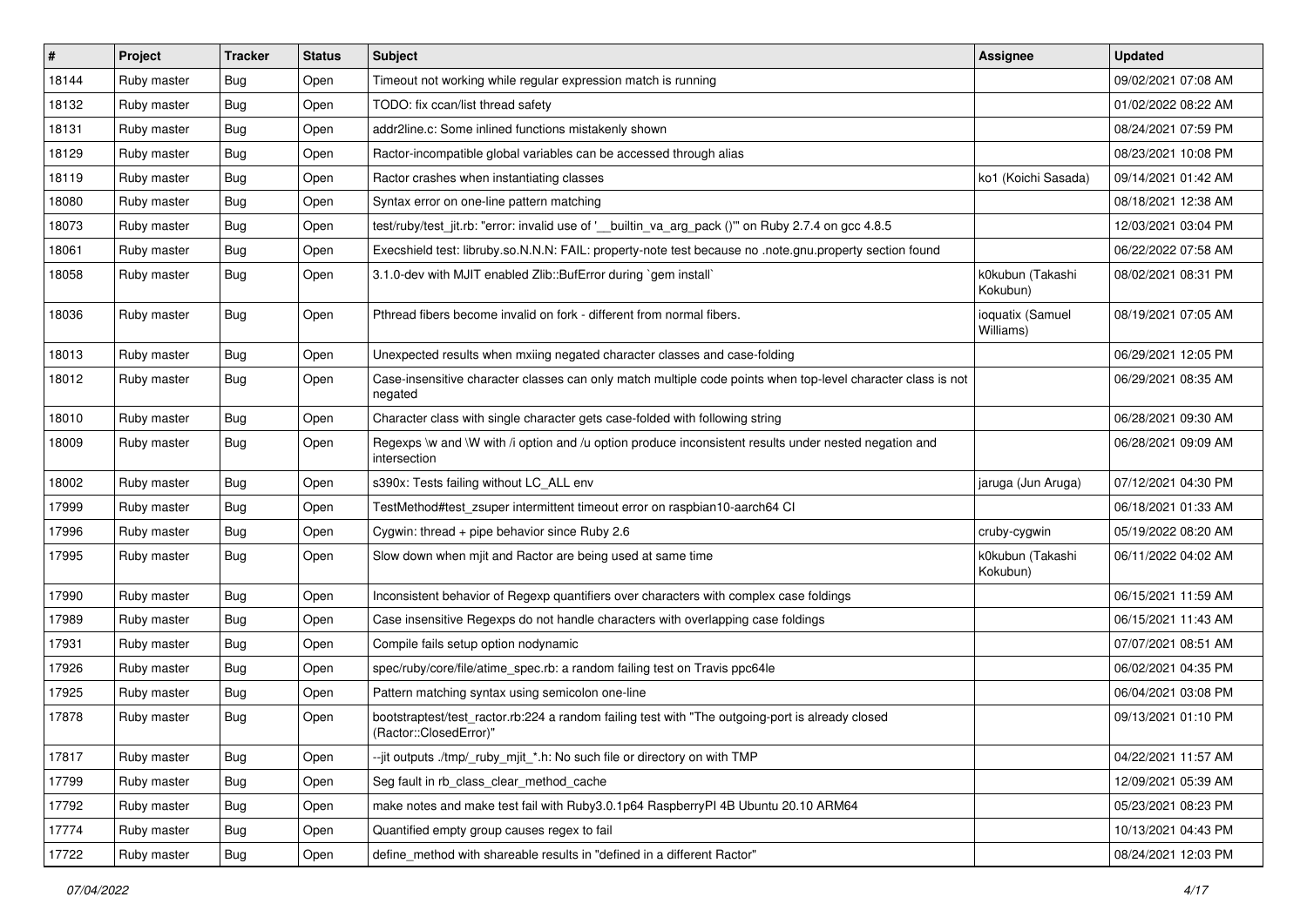| # | Project | Tracker | Status | Subject | Assignee | Updated |
| --- | --- | --- | --- | --- | --- | --- |
| 18144 | Ruby master | Bug | Open | Timeout not working while regular expression match is running | | 09/02/2021 07:08 AM |
| 18132 | Ruby master | Bug | Open | TODO: fix ccan/list thread safety | | 01/02/2022 08:22 AM |
| 18131 | Ruby master | Bug | Open | addr2line.c: Some inlined functions mistakenly shown | | 08/24/2021 07:59 PM |
| 18129 | Ruby master | Bug | Open | Ractor-incompatible global variables can be accessed through alias | | 08/23/2021 10:08 PM |
| 18119 | Ruby master | Bug | Open | Ractor crashes when instantiating classes | ko1 (Koichi Sasada) | 09/14/2021 01:42 AM |
| 18080 | Ruby master | Bug | Open | Syntax error on one-line pattern matching | | 08/18/2021 12:38 AM |
| 18073 | Ruby master | Bug | Open | test/ruby/test_jit.rb: "error: invalid use of '__builtin_va_arg_pack ()'" on Ruby 2.7.4 on gcc 4.8.5 | | 12/03/2021 03:04 PM |
| 18061 | Ruby master | Bug | Open | Execshield test: libruby.so.N.N.N: FAIL: property-note test because no .note.gnu.property section found | | 06/22/2022 07:58 AM |
| 18058 | Ruby master | Bug | Open | 3.1.0-dev with MJIT enabled Zlib::BufError during `gem install` | k0kubun (Takashi Kokubun) | 08/02/2021 08:31 PM |
| 18036 | Ruby master | Bug | Open | Pthread fibers become invalid on fork - different from normal fibers. | ioquatix (Samuel Williams) | 08/19/2021 07:05 AM |
| 18013 | Ruby master | Bug | Open | Unexpected results when mxiing negated character classes and case-folding | | 06/29/2021 12:05 PM |
| 18012 | Ruby master | Bug | Open | Case-insensitive character classes can only match multiple code points when top-level character class is not negated | | 06/29/2021 08:35 AM |
| 18010 | Ruby master | Bug | Open | Character class with single character gets case-folded with following string | | 06/28/2021 09:30 AM |
| 18009 | Ruby master | Bug | Open | Regexps \w and \W with /i option and /u option produce inconsistent results under nested negation and intersection | | 06/28/2021 09:09 AM |
| 18002 | Ruby master | Bug | Open | s390x: Tests failing without LC_ALL env | jaruga (Jun Aruga) | 07/12/2021 04:30 PM |
| 17999 | Ruby master | Bug | Open | TestMethod#test_zsuper intermittent timeout error on raspbian10-aarch64 CI | | 06/18/2021 01:33 AM |
| 17996 | Ruby master | Bug | Open | Cygwin: thread + pipe behavior since Ruby 2.6 | cruby-cygwin | 05/19/2022 08:20 AM |
| 17995 | Ruby master | Bug | Open | Slow down when mjit and Ractor are being used at same time | k0kubun (Takashi Kokubun) | 06/11/2022 04:02 AM |
| 17990 | Ruby master | Bug | Open | Inconsistent behavior of Regexp quantifiers over characters with complex case foldings | | 06/15/2021 11:59 AM |
| 17989 | Ruby master | Bug | Open | Case insensitive Regexps do not handle characters with overlapping case foldings | | 06/15/2021 11:43 AM |
| 17931 | Ruby master | Bug | Open | Compile fails setup option nodynamic | | 07/07/2021 08:51 AM |
| 17926 | Ruby master | Bug | Open | spec/ruby/core/file/atime_spec.rb: a random failing test on Travis ppc64le | | 06/02/2021 04:35 PM |
| 17925 | Ruby master | Bug | Open | Pattern matching syntax using semicolon one-line | | 06/04/2021 03:08 PM |
| 17878 | Ruby master | Bug | Open | bootstraptest/test_ractor.rb:224 a random failing test with "The outgoing-port is already closed (Ractor::ClosedError)" | | 09/13/2021 01:10 PM |
| 17817 | Ruby master | Bug | Open | --jit outputs ./tmp/_ruby_mjit_*.h: No such file or directory on with TMP | | 04/22/2021 11:57 AM |
| 17799 | Ruby master | Bug | Open | Seg fault in rb_class_clear_method_cache | | 12/09/2021 05:39 AM |
| 17792 | Ruby master | Bug | Open | make notes and make test fail with Ruby3.0.1p64 RaspberryPI 4B Ubuntu 20.10 ARM64 | | 05/23/2021 08:23 PM |
| 17774 | Ruby master | Bug | Open | Quantified empty group causes regex to fail | | 10/13/2021 04:43 PM |
| 17722 | Ruby master | Bug | Open | define_method with shareable results in "defined in a different Ractor" | | 08/24/2021 12:03 PM |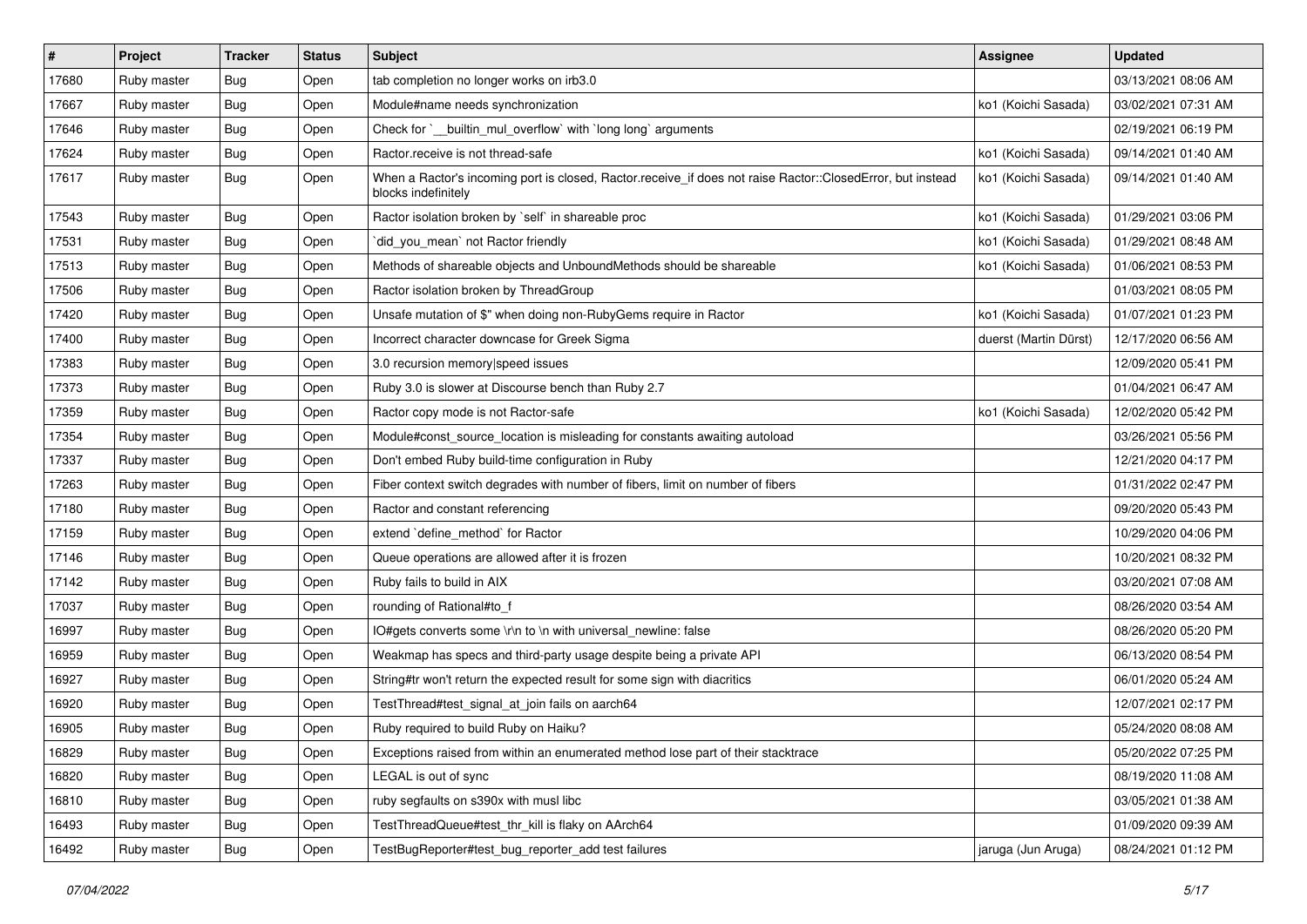| # | Project | Tracker | Status | Subject | Assignee | Updated |
|---|---|---|---|---|---|---|
| 17680 | Ruby master | Bug | Open | tab completion no longer works on irb3.0 | | 03/13/2021 08:06 AM |
| 17667 | Ruby master | Bug | Open | Module#name needs synchronization | ko1 (Koichi Sasada) | 03/02/2021 07:31 AM |
| 17646 | Ruby master | Bug | Open | Check for `__builtin_mul_overflow` with `long long` arguments | | 02/19/2021 06:19 PM |
| 17624 | Ruby master | Bug | Open | Ractor.receive is not thread-safe | ko1 (Koichi Sasada) | 09/14/2021 01:40 AM |
| 17617 | Ruby master | Bug | Open | When a Ractor's incoming port is closed, Ractor.receive_if does not raise Ractor::ClosedError, but instead blocks indefinitely | ko1 (Koichi Sasada) | 09/14/2021 01:40 AM |
| 17543 | Ruby master | Bug | Open | Ractor isolation broken by `self` in shareable proc | ko1 (Koichi Sasada) | 01/29/2021 03:06 PM |
| 17531 | Ruby master | Bug | Open | `did_you_mean` not Ractor friendly | ko1 (Koichi Sasada) | 01/29/2021 08:48 AM |
| 17513 | Ruby master | Bug | Open | Methods of shareable objects and UnboundMethods should be shareable | ko1 (Koichi Sasada) | 01/06/2021 08:53 PM |
| 17506 | Ruby master | Bug | Open | Ractor isolation broken by ThreadGroup | | 01/03/2021 08:05 PM |
| 17420 | Ruby master | Bug | Open | Unsafe mutation of $" when doing non-RubyGems require in Ractor | ko1 (Koichi Sasada) | 01/07/2021 01:23 PM |
| 17400 | Ruby master | Bug | Open | Incorrect character downcase for Greek Sigma | duerst (Martin Dürst) | 12/17/2020 06:56 AM |
| 17383 | Ruby master | Bug | Open | 3.0 recursion memory\|speed issues | | 12/09/2020 05:41 PM |
| 17373 | Ruby master | Bug | Open | Ruby 3.0 is slower at Discourse bench than Ruby 2.7 | | 01/04/2021 06:47 AM |
| 17359 | Ruby master | Bug | Open | Ractor copy mode is not Ractor-safe | ko1 (Koichi Sasada) | 12/02/2020 05:42 PM |
| 17354 | Ruby master | Bug | Open | Module#const_source_location is misleading for constants awaiting autoload | | 03/26/2021 05:56 PM |
| 17337 | Ruby master | Bug | Open | Don't embed Ruby build-time configuration in Ruby | | 12/21/2020 04:17 PM |
| 17263 | Ruby master | Bug | Open | Fiber context switch degrades with number of fibers, limit on number of fibers | | 01/31/2022 02:47 PM |
| 17180 | Ruby master | Bug | Open | Ractor and constant referencing | | 09/20/2020 05:43 PM |
| 17159 | Ruby master | Bug | Open | extend `define_method` for Ractor | | 10/29/2020 04:06 PM |
| 17146 | Ruby master | Bug | Open | Queue operations are allowed after it is frozen | | 10/20/2021 08:32 PM |
| 17142 | Ruby master | Bug | Open | Ruby fails to build in AIX | | 03/20/2021 07:08 AM |
| 17037 | Ruby master | Bug | Open | rounding of Rational#to_f | | 08/26/2020 03:54 AM |
| 16997 | Ruby master | Bug | Open | IO#gets converts some \r\n to \n with universal_newline: false | | 08/26/2020 05:20 PM |
| 16959 | Ruby master | Bug | Open | Weakmap has specs and third-party usage despite being a private API | | 06/13/2020 08:54 PM |
| 16927 | Ruby master | Bug | Open | String#tr won't return the expected result for some sign with diacritics | | 06/01/2020 05:24 AM |
| 16920 | Ruby master | Bug | Open | TestThread#test_signal_at_join fails on aarch64 | | 12/07/2021 02:17 PM |
| 16905 | Ruby master | Bug | Open | Ruby required to build Ruby on Haiku? | | 05/24/2020 08:08 AM |
| 16829 | Ruby master | Bug | Open | Exceptions raised from within an enumerated method lose part of their stacktrace | | 05/20/2022 07:25 PM |
| 16820 | Ruby master | Bug | Open | LEGAL is out of sync | | 08/19/2020 11:08 AM |
| 16810 | Ruby master | Bug | Open | ruby segfaults on s390x with musl libc | | 03/05/2021 11:38 AM |
| 16493 | Ruby master | Bug | Open | TestThreadQueue#test_thr_kill is flaky on AArch64 | | 01/09/2020 09:39 AM |
| 16492 | Ruby master | Bug | Open | TestBugReporter#test_bug_reporter_add test failures | jaruga (Jun Aruga) | 08/24/2021 01:12 PM |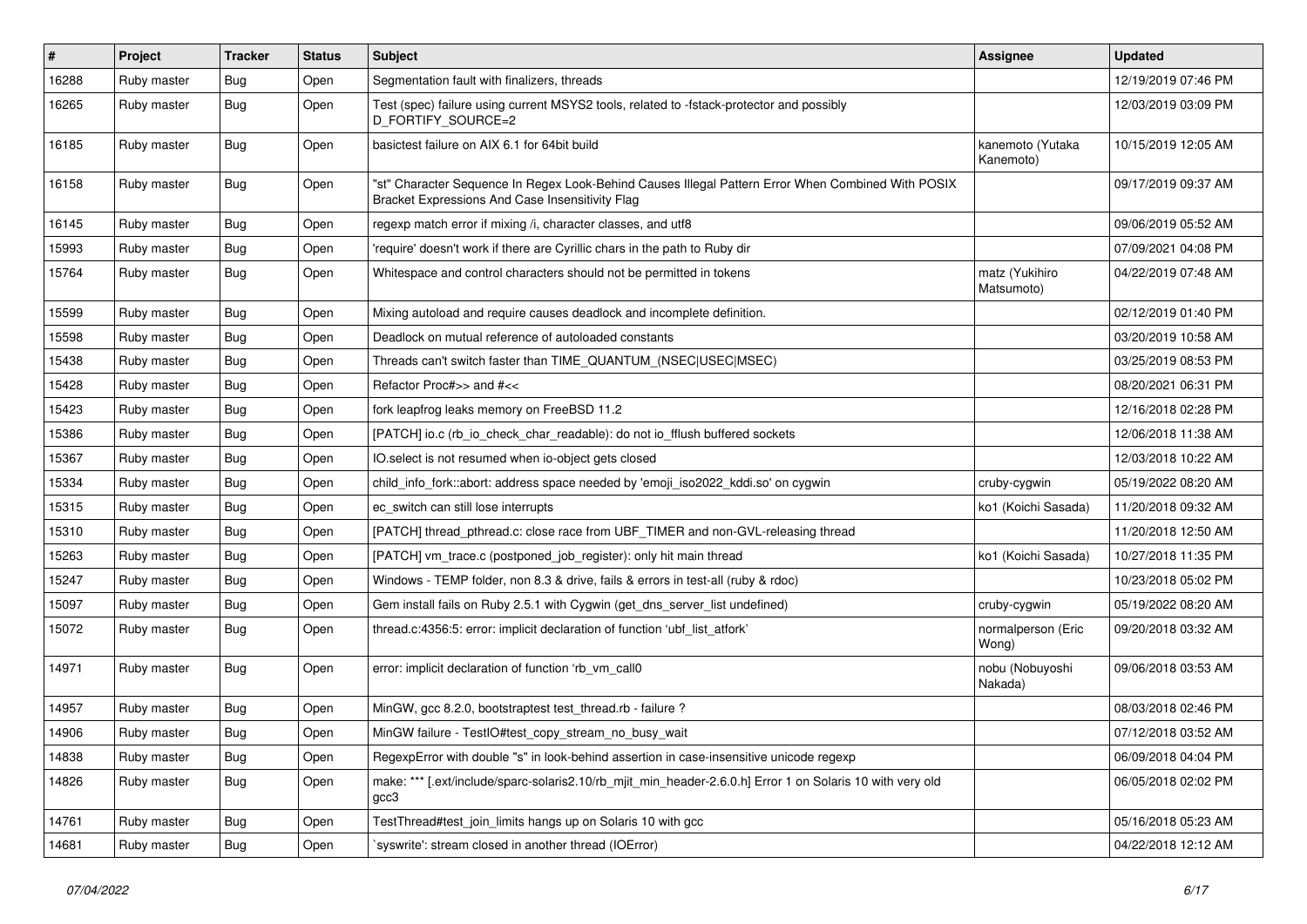| # | Project | Tracker | Status | Subject | Assignee | Updated |
|---|---|---|---|---|---|---|
| 16288 | Ruby master | Bug | Open | Segmentation fault with finalizers, threads | | 12/19/2019 07:46 PM |
| 16265 | Ruby master | Bug | Open | Test (spec) failure using current MSYS2 tools, related to -fstack-protector and possibly D_FORTIFY_SOURCE=2 | | 12/03/2019 03:09 PM |
| 16185 | Ruby master | Bug | Open | basictest failure on AIX 6.1 for 64bit build | kanemoto (Yutaka Kanemoto) | 10/15/2019 12:05 AM |
| 16158 | Ruby master | Bug | Open | "st" Character Sequence In Regex Look-Behind Causes Illegal Pattern Error When Combined With POSIX Bracket Expressions And Case Insensitivity Flag | | 09/17/2019 09:37 AM |
| 16145 | Ruby master | Bug | Open | regexp match error if mixing /i, character classes, and utf8 | | 09/06/2019 05:52 AM |
| 15993 | Ruby master | Bug | Open | 'require' doesn't work if there are Cyrillic chars in the path to Ruby dir | | 07/09/2021 04:08 PM |
| 15764 | Ruby master | Bug | Open | Whitespace and control characters should not be permitted in tokens | matz (Yukihiro Matsumoto) | 04/22/2019 07:48 AM |
| 15599 | Ruby master | Bug | Open | Mixing autoload and require causes deadlock and incomplete definition. | | 02/12/2019 01:40 PM |
| 15598 | Ruby master | Bug | Open | Deadlock on mutual reference of autoloaded constants | | 03/20/2019 10:58 AM |
| 15438 | Ruby master | Bug | Open | Threads can't switch faster than TIME_QUANTUM_(NSEC\|USEC\|MSEC) | | 03/25/2019 08:53 PM |
| 15428 | Ruby master | Bug | Open | Refactor Proc#>> and #<< | | 08/20/2021 06:31 PM |
| 15423 | Ruby master | Bug | Open | fork leapfrog leaks memory on FreeBSD 11.2 | | 12/16/2018 02:28 PM |
| 15386 | Ruby master | Bug | Open | [PATCH] io.c (rb_io_check_char_readable): do not io_fflush buffered sockets | | 12/06/2018 11:38 AM |
| 15367 | Ruby master | Bug | Open | IO.select is not resumed when io-object gets closed | | 12/03/2018 10:22 AM |
| 15334 | Ruby master | Bug | Open | child_info_fork::abort: address space needed by 'emoji_iso2022_kddi.so' on cygwin | cruby-cygwin | 05/19/2022 08:20 AM |
| 15315 | Ruby master | Bug | Open | ec_switch can still lose interrupts | ko1 (Koichi Sasada) | 11/20/2018 09:32 AM |
| 15310 | Ruby master | Bug | Open | [PATCH] thread_pthread.c: close race from UBF_TIMER and non-GVL-releasing thread | | 11/20/2018 12:50 AM |
| 15263 | Ruby master | Bug | Open | [PATCH] vm_trace.c (postponed_job_register): only hit main thread | ko1 (Koichi Sasada) | 10/27/2018 11:35 PM |
| 15247 | Ruby master | Bug | Open | Windows - TEMP folder, non 8.3 & drive, fails & errors in test-all (ruby & rdoc) | | 10/23/2018 05:02 PM |
| 15097 | Ruby master | Bug | Open | Gem install fails on Ruby 2.5.1 with Cygwin (get_dns_server_list undefined) | cruby-cygwin | 05/19/2022 08:20 AM |
| 15072 | Ruby master | Bug | Open | thread.c:4356:5: error: implicit declaration of function 'ubf_list_atfork' | normalperson (Eric Wong) | 09/20/2018 03:32 AM |
| 14971 | Ruby master | Bug | Open | error: implicit declaration of function 'rb_vm_call0 | nobu (Nobuyoshi Nakada) | 09/06/2018 03:53 AM |
| 14957 | Ruby master | Bug | Open | MinGW, gcc 8.2.0, bootstraptest test_thread.rb - failure ? | | 08/03/2018 02:46 PM |
| 14906 | Ruby master | Bug | Open | MinGW failure - TestIO#test_copy_stream_no_busy_wait | | 07/12/2018 03:52 AM |
| 14838 | Ruby master | Bug | Open | RegexpError with double "s" in look-behind assertion in case-insensitive unicode regexp | | 06/09/2018 04:04 PM |
| 14826 | Ruby master | Bug | Open | make: *** [.ext/include/sparc-solaris2.10/rb_mjit_min_header-2.6.0.h] Error 1 on Solaris 10 with very old gcc3 | | 06/05/2018 02:02 PM |
| 14761 | Ruby master | Bug | Open | TestThread#test_join_limits hangs up on Solaris 10 with gcc | | 05/16/2018 05:23 AM |
| 14681 | Ruby master | Bug | Open | `syswrite': stream closed in another thread (IOError) | | 04/22/2018 12:12 AM |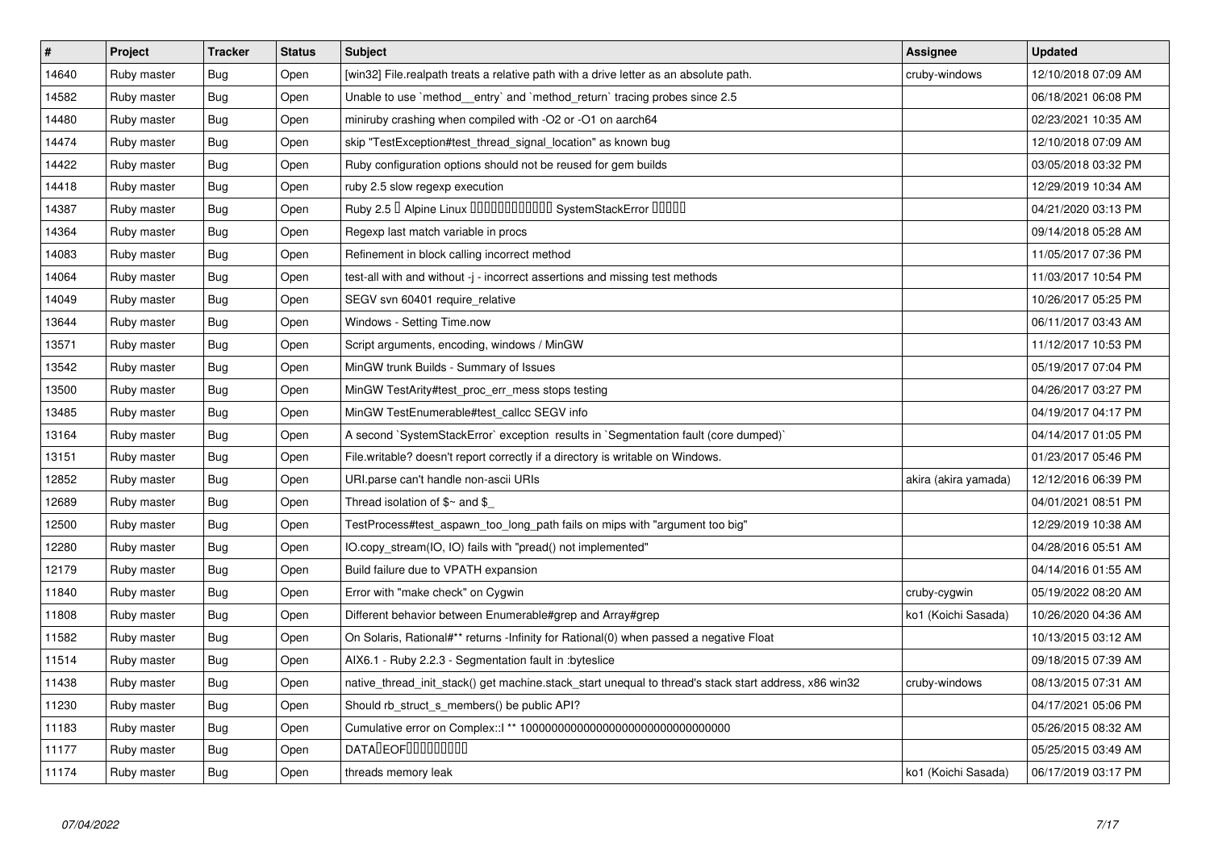| # | Project | Tracker | Status | Subject | Assignee | Updated |
|---|---|---|---|---|---|---|
| 14640 | Ruby master | Bug | Open | [win32] File.realpath treats a relative path with a drive letter as an absolute path. | cruby-windows | 12/10/2018 07:09 AM |
| 14582 | Ruby master | Bug | Open | Unable to use `method__entry` and `method_return` tracing probes since 2.5 | | 06/18/2021 06:08 PM |
| 14480 | Ruby master | Bug | Open | miniruby crashing when compiled with -O2 or -O1 on aarch64 | | 02/23/2021 10:35 AM |
| 14474 | Ruby master | Bug | Open | skip "TestException#test_thread_signal_location" as known bug | | 12/10/2018 07:09 AM |
| 14422 | Ruby master | Bug | Open | Ruby configuration options should not be reused for gem builds | | 03/05/2018 03:32 PM |
| 14418 | Ruby master | Bug | Open | ruby 2.5 slow regexp execution | | 12/29/2019 10:34 AM |
| 14387 | Ruby master | Bug | Open | Ruby 2.5 � Alpine Linux ������������ SystemStackError ����� | | 04/21/2020 03:13 PM |
| 14364 | Ruby master | Bug | Open | Regexp last match variable in procs | | 09/14/2018 05:28 AM |
| 14083 | Ruby master | Bug | Open | Refinement in block calling incorrect method | | 11/05/2017 07:36 PM |
| 14064 | Ruby master | Bug | Open | test-all with and without -j - incorrect assertions and missing test methods | | 11/03/2017 10:54 PM |
| 14049 | Ruby master | Bug | Open | SEGV svn 60401 require_relative | | 10/26/2017 05:25 PM |
| 13644 | Ruby master | Bug | Open | Windows - Setting Time.now | | 06/11/2017 03:43 AM |
| 13571 | Ruby master | Bug | Open | Script arguments, encoding, windows / MinGW | | 11/12/2017 10:53 PM |
| 13542 | Ruby master | Bug | Open | MinGW trunk Builds - Summary of Issues | | 05/19/2017 07:04 PM |
| 13500 | Ruby master | Bug | Open | MinGW TestArity#test_proc_err_mess stops testing | | 04/26/2017 03:27 PM |
| 13485 | Ruby master | Bug | Open | MinGW TestEnumerable#test_callcc SEGV info | | 04/19/2017 04:17 PM |
| 13164 | Ruby master | Bug | Open | A second `SystemStackError` exception results in `Segmentation fault (core dumped)` | | 04/14/2017 01:05 PM |
| 13151 | Ruby master | Bug | Open | File.writable? doesn't report correctly if a directory is writable on Windows. | | 01/23/2017 05:46 PM |
| 12852 | Ruby master | Bug | Open | URI.parse can't handle non-ascii URIs | akira (akira yamada) | 12/12/2016 06:39 PM |
| 12689 | Ruby master | Bug | Open | Thread isolation of $~ and $_ | | 04/01/2021 08:51 PM |
| 12500 | Ruby master | Bug | Open | TestProcess#test_aspawn_too_long_path fails on mips with "argument too big" | | 12/29/2019 10:38 AM |
| 12280 | Ruby master | Bug | Open | IO.copy_stream(IO, IO) fails with "pread() not implemented" | | 04/28/2016 05:51 AM |
| 12179 | Ruby master | Bug | Open | Build failure due to VPATH expansion | | 04/14/2016 01:55 AM |
| 11840 | Ruby master | Bug | Open | Error with "make check" on Cygwin | cruby-cygwin | 05/19/2022 08:20 AM |
| 11808 | Ruby master | Bug | Open | Different behavior between Enumerable#grep and Array#grep | ko1 (Koichi Sasada) | 10/26/2020 04:36 AM |
| 11582 | Ruby master | Bug | Open | On Solaris, Rational#** returns -Infinity for Rational(0) when passed a negative Float | | 10/13/2015 03:12 AM |
| 11514 | Ruby master | Bug | Open | AIX6.1 - Ruby 2.2.3 - Segmentation fault in :byteslice | | 09/18/2015 07:39 AM |
| 11438 | Ruby master | Bug | Open | native_thread_init_stack() get machine.stack_start unequal to thread's stack start address, x86 win32 | cruby-windows | 08/13/2015 07:31 AM |
| 11230 | Ruby master | Bug | Open | Should rb_struct_s_members() be public API? | | 04/17/2021 05:06 PM |
| 11183 | Ruby master | Bug | Open | Cumulative error on Complex::I ** 100000000000000000000000000000000 | | 05/26/2015 08:32 AM |
| 11177 | Ruby master | Bug | Open | DATA�EOF��������� | | 05/25/2015 03:49 AM |
| 11174 | Ruby master | Bug | Open | threads memory leak | ko1 (Koichi Sasada) | 06/17/2019 03:17 PM |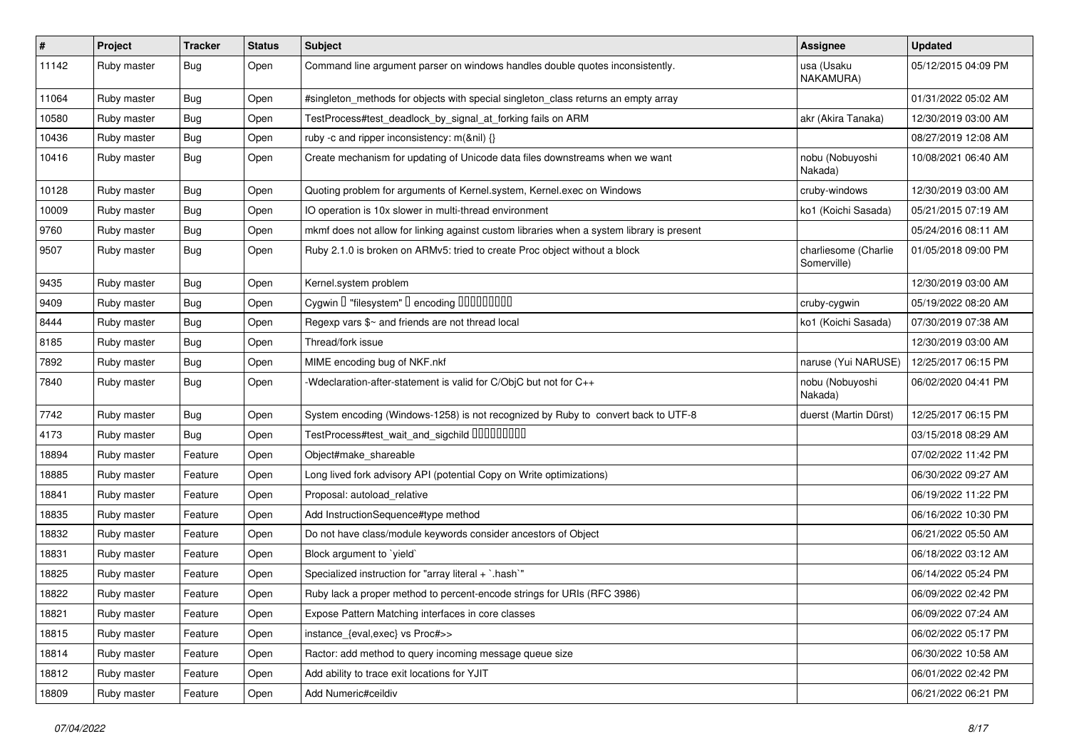| # | Project | Tracker | Status | Subject | Assignee | Updated |
|---|---|---|---|---|---|---|
| 11142 | Ruby master | Bug | Open | Command line argument parser on windows handles double quotes inconsistently. | usa (Usaku NAKAMURA) | 05/12/2015 04:09 PM |
| 11064 | Ruby master | Bug | Open | #singleton_methods for objects with special singleton_class returns an empty array | | 01/31/2022 05:02 AM |
| 10580 | Ruby master | Bug | Open | TestProcess#test_deadlock_by_signal_at_forking fails on ARM | akr (Akira Tanaka) | 12/30/2019 03:00 AM |
| 10436 | Ruby master | Bug | Open | ruby -c and ripper inconsistency: m(&nil) {} | | 08/27/2019 12:08 AM |
| 10416 | Ruby master | Bug | Open | Create mechanism for updating of Unicode data files downstreams when we want | nobu (Nobuyoshi Nakada) | 10/08/2021 06:40 AM |
| 10128 | Ruby master | Bug | Open | Quoting problem for arguments of Kernel.system, Kernel.exec on Windows | cruby-windows | 12/30/2019 03:00 AM |
| 10009 | Ruby master | Bug | Open | IO operation is 10x slower in multi-thread environment | ko1 (Koichi Sasada) | 05/21/2015 07:19 AM |
| 9760 | Ruby master | Bug | Open | mkmf does not allow for linking against custom libraries when a system library is present | | 05/24/2016 08:11 AM |
| 9507 | Ruby master | Bug | Open | Ruby 2.1.0 is broken on ARMv5: tried to create Proc object without a block | charliesome (Charlie Somerville) | 01/05/2018 09:00 PM |
| 9435 | Ruby master | Bug | Open | Kernel.system problem | | 12/30/2019 03:00 AM |
| 9409 | Ruby master | Bug | Open | Cygwin □ "filesystem" □ encoding □□□□□□□□□ | cruby-cygwin | 05/19/2022 08:20 AM |
| 8444 | Ruby master | Bug | Open | Regexp vars $~ and friends are not thread local | ko1 (Koichi Sasada) | 07/30/2019 07:38 AM |
| 8185 | Ruby master | Bug | Open | Thread/fork issue | | 12/30/2019 03:00 AM |
| 7892 | Ruby master | Bug | Open | MIME encoding bug of NKF.nkf | naruse (Yui NARUSE) | 12/25/2017 06:15 PM |
| 7840 | Ruby master | Bug | Open | -Wdeclaration-after-statement is valid for C/ObjC but not for C++ | nobu (Nobuyoshi Nakada) | 06/02/2020 04:41 PM |
| 7742 | Ruby master | Bug | Open | System encoding (Windows-1258) is not recognized by Ruby to convert back to UTF-8 | duerst (Martin Dürst) | 12/25/2017 06:15 PM |
| 4173 | Ruby master | Bug | Open | TestProcess#test_wait_and_sigchild □□□□□□□□□ | | 03/15/2018 08:29 AM |
| 18894 | Ruby master | Feature | Open | Object#make_shareable | | 07/02/2022 11:42 PM |
| 18885 | Ruby master | Feature | Open | Long lived fork advisory API (potential Copy on Write optimizations) | | 06/30/2022 09:27 AM |
| 18841 | Ruby master | Feature | Open | Proposal: autoload_relative | | 06/19/2022 11:22 PM |
| 18835 | Ruby master | Feature | Open | Add InstructionSequence#type method | | 06/16/2022 10:30 PM |
| 18832 | Ruby master | Feature | Open | Do not have class/module keywords consider ancestors of Object | | 06/21/2022 05:50 AM |
| 18831 | Ruby master | Feature | Open | Block argument to `yield` | | 06/18/2022 03:12 AM |
| 18825 | Ruby master | Feature | Open | Specialized instruction for "array literal + `.hash`" | | 06/14/2022 05:24 PM |
| 18822 | Ruby master | Feature | Open | Ruby lack a proper method to percent-encode strings for URIs (RFC 3986) | | 06/09/2022 02:42 PM |
| 18821 | Ruby master | Feature | Open | Expose Pattern Matching interfaces in core classes | | 06/09/2022 07:24 AM |
| 18815 | Ruby master | Feature | Open | instance_{eval,exec} vs Proc#>> | | 06/02/2022 05:17 PM |
| 18814 | Ruby master | Feature | Open | Ractor: add method to query incoming message queue size | | 06/30/2022 10:58 AM |
| 18812 | Ruby master | Feature | Open | Add ability to trace exit locations for YJIT | | 06/01/2022 02:42 PM |
| 18809 | Ruby master | Feature | Open | Add Numeric#ceildiv | | 06/21/2022 06:21 PM |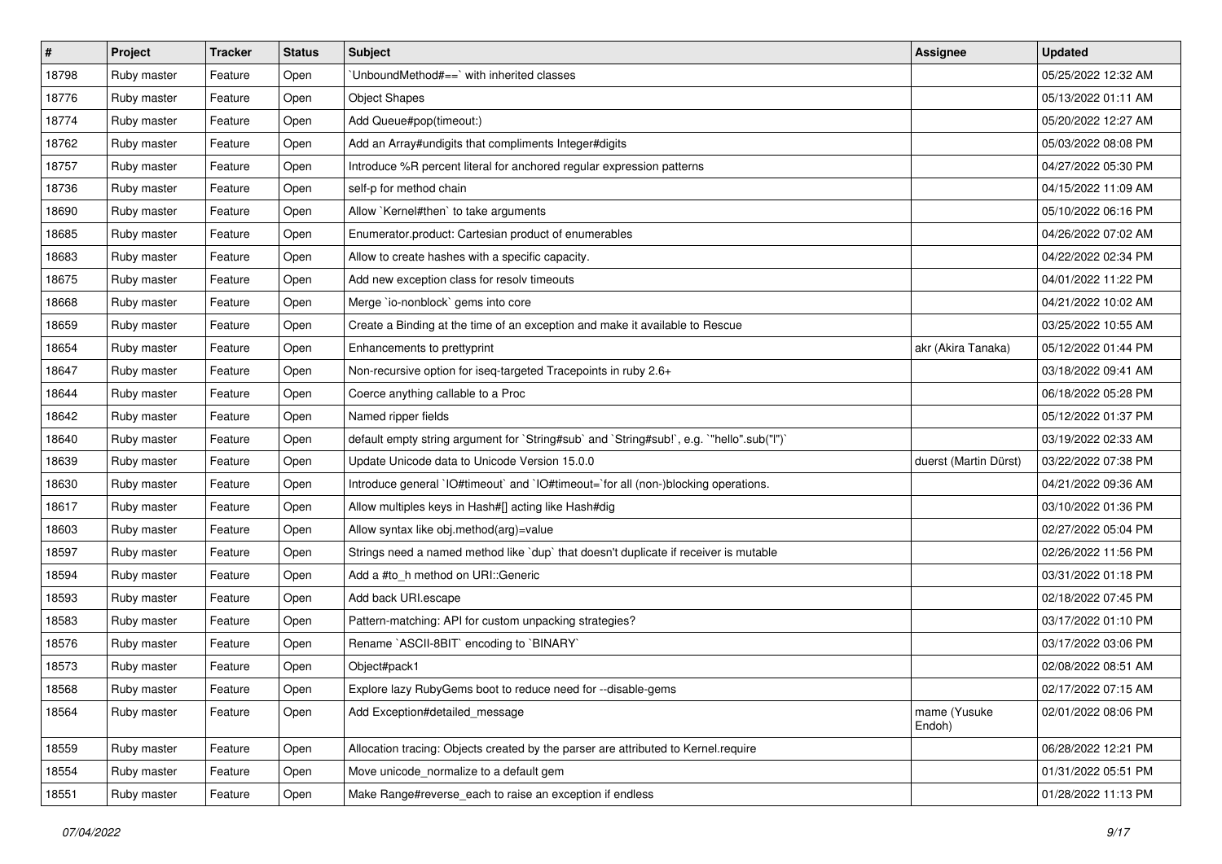| # | Project | Tracker | Status | Subject | Assignee | Updated |
|---|---|---|---|---|---|---|
| 18798 | Ruby master | Feature | Open | `UnboundMethod#==` with inherited classes | | 05/25/2022 12:32 AM |
| 18776 | Ruby master | Feature | Open | Object Shapes | | 05/13/2022 01:11 AM |
| 18774 | Ruby master | Feature | Open | Add Queue#pop(timeout:) | | 05/20/2022 12:27 AM |
| 18762 | Ruby master | Feature | Open | Add an Array#undigits that compliments Integer#digits | | 05/03/2022 08:08 PM |
| 18757 | Ruby master | Feature | Open | Introduce %R percent literal for anchored regular expression patterns | | 04/27/2022 05:30 PM |
| 18736 | Ruby master | Feature | Open | self-p for method chain | | 04/15/2022 11:09 AM |
| 18690 | Ruby master | Feature | Open | Allow `Kernel#then` to take arguments | | 05/10/2022 06:16 PM |
| 18685 | Ruby master | Feature | Open | Enumerator.product: Cartesian product of enumerables | | 04/26/2022 07:02 AM |
| 18683 | Ruby master | Feature | Open | Allow to create hashes with a specific capacity. | | 04/22/2022 02:34 PM |
| 18675 | Ruby master | Feature | Open | Add new exception class for resolv timeouts | | 04/01/2022 11:22 PM |
| 18668 | Ruby master | Feature | Open | Merge `io-nonblock` gems into core | | 04/21/2022 10:02 AM |
| 18659 | Ruby master | Feature | Open | Create a Binding at the time of an exception and make it available to Rescue | | 03/25/2022 10:55 AM |
| 18654 | Ruby master | Feature | Open | Enhancements to prettyprint | akr (Akira Tanaka) | 05/12/2022 01:44 PM |
| 18647 | Ruby master | Feature | Open | Non-recursive option for iseq-targeted Tracepoints in ruby 2.6+ | | 03/18/2022 09:41 AM |
| 18644 | Ruby master | Feature | Open | Coerce anything callable to a Proc | | 06/18/2022 05:28 PM |
| 18642 | Ruby master | Feature | Open | Named ripper fields | | 05/12/2022 01:37 PM |
| 18640 | Ruby master | Feature | Open | default empty string argument for `String#sub` and `String#sub!`, e.g. `"hello".sub("l")` | | 03/19/2022 02:33 AM |
| 18639 | Ruby master | Feature | Open | Update Unicode data to Unicode Version 15.0.0 | duerst (Martin Dürst) | 03/22/2022 07:38 PM |
| 18630 | Ruby master | Feature | Open | Introduce general `IO#timeout` and `IO#timeout=`for all (non-)blocking operations. | | 04/21/2022 09:36 AM |
| 18617 | Ruby master | Feature | Open | Allow multiples keys in Hash#[] acting like Hash#dig | | 03/10/2022 01:36 PM |
| 18603 | Ruby master | Feature | Open | Allow syntax like obj.method(arg)=value | | 02/27/2022 05:04 PM |
| 18597 | Ruby master | Feature | Open | Strings need a named method like `dup` that doesn't duplicate if receiver is mutable | | 02/26/2022 11:56 PM |
| 18594 | Ruby master | Feature | Open | Add a #to_h method on URI::Generic | | 03/31/2022 01:18 PM |
| 18593 | Ruby master | Feature | Open | Add back URI.escape | | 02/18/2022 07:45 PM |
| 18583 | Ruby master | Feature | Open | Pattern-matching: API for custom unpacking strategies? | | 03/17/2022 01:10 PM |
| 18576 | Ruby master | Feature | Open | Rename `ASCII-8BIT` encoding to `BINARY` | | 03/17/2022 03:06 PM |
| 18573 | Ruby master | Feature | Open | Object#pack1 | | 02/08/2022 08:51 AM |
| 18568 | Ruby master | Feature | Open | Explore lazy RubyGems boot to reduce need for --disable-gems | | 02/17/2022 07:15 AM |
| 18564 | Ruby master | Feature | Open | Add Exception#detailed_message | mame (Yusuke Endoh) | 02/01/2022 08:06 PM |
| 18559 | Ruby master | Feature | Open | Allocation tracing: Objects created by the parser are attributed to Kernel.require | | 06/28/2022 12:21 PM |
| 18554 | Ruby master | Feature | Open | Move unicode_normalize to a default gem | | 01/31/2022 05:51 PM |
| 18551 | Ruby master | Feature | Open | Make Range#reverse_each to raise an exception if endless | | 01/28/2022 11:13 PM |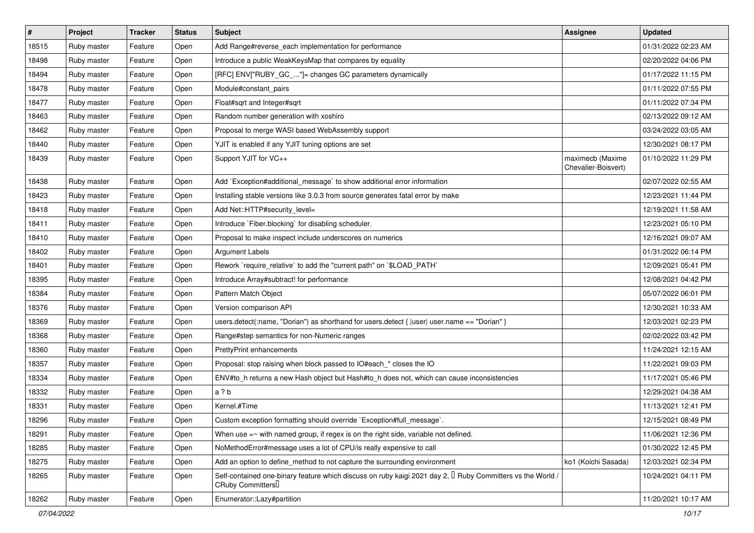| # | Project | Tracker | Status | Subject | Assignee | Updated |
|---|---|---|---|---|---|---|
| 18515 | Ruby master | Feature | Open | Add Range#reverse_each implementation for performance | | 01/31/2022 02:23 AM |
| 18498 | Ruby master | Feature | Open | Introduce a public WeakKeysMap that compares by equality | | 02/20/2022 04:06 PM |
| 18494 | Ruby master | Feature | Open | [RFC] ENV["RUBY_GC_..."]= changes GC parameters dynamically | | 01/17/2022 11:15 PM |
| 18478 | Ruby master | Feature | Open | Module#constant_pairs | | 01/11/2022 07:55 PM |
| 18477 | Ruby master | Feature | Open | Float#sqrt and Integer#sqrt | | 01/11/2022 07:34 PM |
| 18463 | Ruby master | Feature | Open | Random number generation with xoshiro | | 02/13/2022 09:12 AM |
| 18462 | Ruby master | Feature | Open | Proposal to merge WASI based WebAssembly support | | 03/24/2022 03:05 AM |
| 18440 | Ruby master | Feature | Open | YJIT is enabled if any YJIT tuning options are set | | 12/30/2021 08:17 PM |
| 18439 | Ruby master | Feature | Open | Support YJIT for VC++ | maximecb (Maxime Chevalier-Boisvert) | 01/10/2022 11:29 PM |
| 18438 | Ruby master | Feature | Open | Add `Exception#additional_message` to show additional error information | | 02/07/2022 02:55 AM |
| 18423 | Ruby master | Feature | Open | Installing stable versions like 3.0.3 from source generates fatal error by make | | 12/23/2021 11:44 PM |
| 18418 | Ruby master | Feature | Open | Add Net::HTTP#security_level= | | 12/19/2021 11:58 AM |
| 18411 | Ruby master | Feature | Open | Introduce `Fiber.blocking` for disabling scheduler. | | 12/23/2021 05:10 PM |
| 18410 | Ruby master | Feature | Open | Proposal to make inspect include underscores on numerics | | 12/16/2021 09:07 AM |
| 18402 | Ruby master | Feature | Open | Argument Labels | | 01/31/2022 06:14 PM |
| 18401 | Ruby master | Feature | Open | Rework `require_relative` to add the "current path" on `$LOAD_PATH` | | 12/09/2021 05:41 PM |
| 18395 | Ruby master | Feature | Open | Introduce Array#subtract! for performance | | 12/08/2021 04:42 PM |
| 18384 | Ruby master | Feature | Open | Pattern Match Object | | 05/07/2022 06:01 PM |
| 18376 | Ruby master | Feature | Open | Version comparison API | | 12/30/2021 10:33 AM |
| 18369 | Ruby master | Feature | Open | users.detect(:name, "Dorian") as shorthand for users.detect { \|user\| user.name == "Dorian" } | | 12/03/2021 02:23 PM |
| 18368 | Ruby master | Feature | Open | Range#step semantics for non-Numeric ranges | | 02/02/2022 03:42 PM |
| 18360 | Ruby master | Feature | Open | PrettyPrint enhancements | | 11/24/2021 12:15 AM |
| 18357 | Ruby master | Feature | Open | Proposal: stop raising when block passed to IO#each_* closes the IO | | 11/22/2021 09:03 PM |
| 18334 | Ruby master | Feature | Open | ENV#to_h returns a new Hash object but Hash#to_h does not, which can cause inconsistencies | | 11/17/2021 05:46 PM |
| 18332 | Ruby master | Feature | Open | a ? b | | 12/29/2021 04:38 AM |
| 18331 | Ruby master | Feature | Open | Kernel.#Time | | 11/13/2021 12:41 PM |
| 18296 | Ruby master | Feature | Open | Custom exception formatting should override `Exception#full_message`. | | 12/15/2021 08:49 PM |
| 18291 | Ruby master | Feature | Open | When use =~ with named group, if regex is on the right side, variable not defined. | | 11/06/2021 12:36 PM |
| 18285 | Ruby master | Feature | Open | NoMethodError#message uses a lot of CPU/is really expensive to call | | 01/30/2022 12:45 PM |
| 18275 | Ruby master | Feature | Open | Add an option to define_method to not capture the surrounding environment | ko1 (Koichi Sasada) | 12/03/2021 02:34 PM |
| 18265 | Ruby master | Feature | Open | Self-contained one-binary feature which discuss on ruby kaigi 2021 day 2, 「Ruby Committers vs the World / CRuby Committers」 | | 10/24/2021 04:11 PM |
| 18262 | Ruby master | Feature | Open | Enumerator::Lazy#partition | | 11/20/2021 10:17 AM |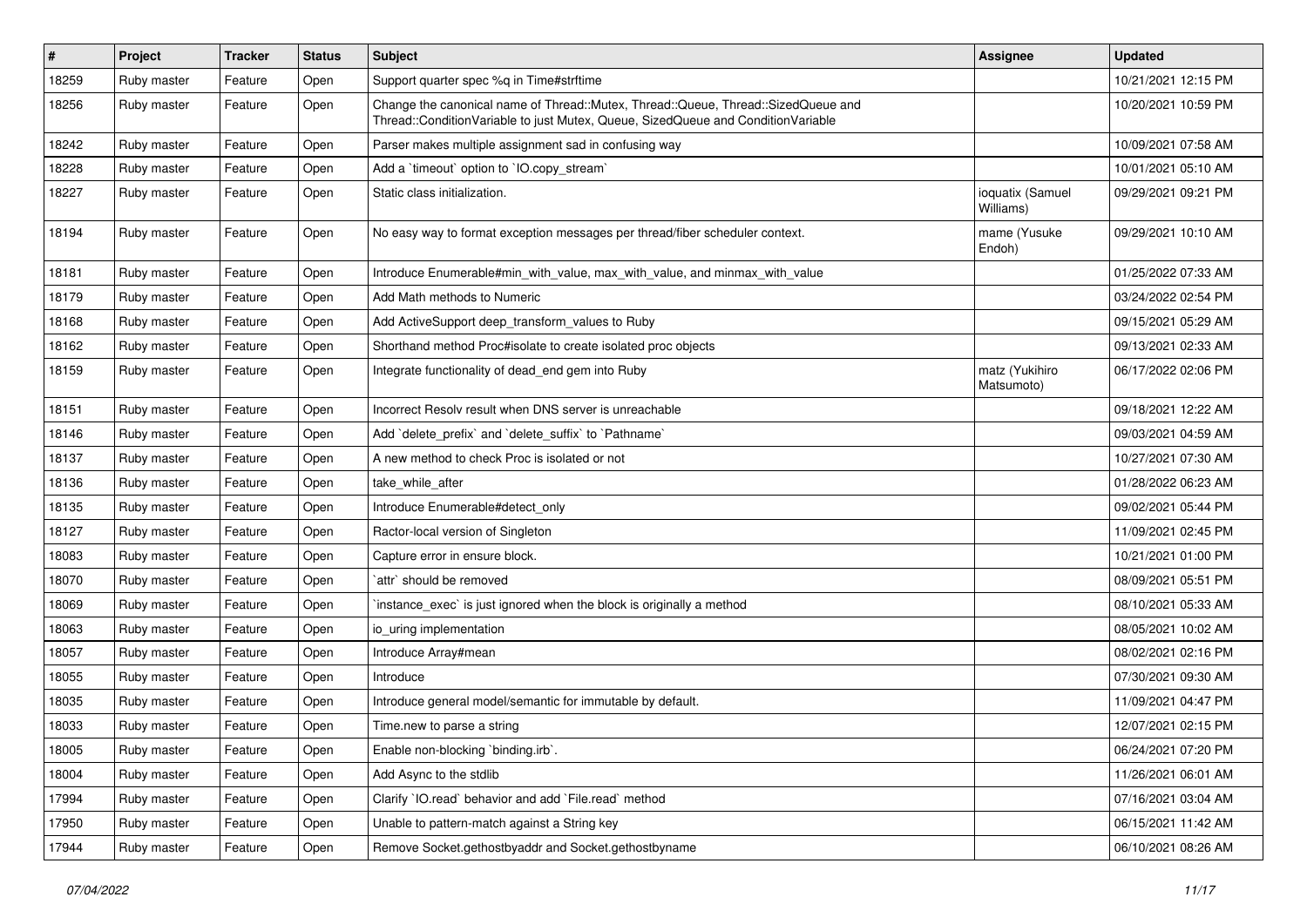| # | Project | Tracker | Status | Subject | Assignee | Updated |
|---|---|---|---|---|---|---|
| 18259 | Ruby master | Feature | Open | Support quarter spec %q in Time#strftime | | 10/21/2021 12:15 PM |
| 18256 | Ruby master | Feature | Open | Change the canonical name of Thread::Mutex, Thread::Queue, Thread::SizedQueue and Thread::ConditionVariable to just Mutex, Queue, SizedQueue and ConditionVariable | | 10/20/2021 10:59 PM |
| 18242 | Ruby master | Feature | Open | Parser makes multiple assignment sad in confusing way | | 10/09/2021 07:58 AM |
| 18228 | Ruby master | Feature | Open | Add a `timeout` option to `IO.copy_stream` | | 10/01/2021 05:10 AM |
| 18227 | Ruby master | Feature | Open | Static class initialization. | ioquatix (Samuel Williams) | 09/29/2021 09:21 PM |
| 18194 | Ruby master | Feature | Open | No easy way to format exception messages per thread/fiber scheduler context. | mame (Yusuke Endoh) | 09/29/2021 10:10 AM |
| 18181 | Ruby master | Feature | Open | Introduce Enumerable#min_with_value, max_with_value, and minmax_with_value | | 01/25/2022 07:33 AM |
| 18179 | Ruby master | Feature | Open | Add Math methods to Numeric | | 03/24/2022 02:54 PM |
| 18168 | Ruby master | Feature | Open | Add ActiveSupport deep_transform_values to Ruby | | 09/15/2021 05:29 AM |
| 18162 | Ruby master | Feature | Open | Shorthand method Proc#isolate to create isolated proc objects | | 09/13/2021 02:33 AM |
| 18159 | Ruby master | Feature | Open | Integrate functionality of dead_end gem into Ruby | matz (Yukihiro Matsumoto) | 06/17/2022 02:06 PM |
| 18151 | Ruby master | Feature | Open | Incorrect Resolv result when DNS server is unreachable | | 09/18/2021 12:22 AM |
| 18146 | Ruby master | Feature | Open | Add `delete_prefix` and `delete_suffix` to `Pathname` | | 09/03/2021 04:59 AM |
| 18137 | Ruby master | Feature | Open | A new method to check Proc is isolated or not | | 10/27/2021 07:30 AM |
| 18136 | Ruby master | Feature | Open | take_while_after | | 01/28/2022 06:23 AM |
| 18135 | Ruby master | Feature | Open | Introduce Enumerable#detect_only | | 09/02/2021 05:44 PM |
| 18127 | Ruby master | Feature | Open | Ractor-local version of Singleton | | 11/09/2021 02:45 PM |
| 18083 | Ruby master | Feature | Open | Capture error in ensure block. | | 10/21/2021 01:00 PM |
| 18070 | Ruby master | Feature | Open | `attr` should be removed | | 08/09/2021 05:51 PM |
| 18069 | Ruby master | Feature | Open | `instance_exec` is just ignored when the block is originally a method | | 08/10/2021 05:33 AM |
| 18063 | Ruby master | Feature | Open | io_uring implementation | | 08/05/2021 10:02 AM |
| 18057 | Ruby master | Feature | Open | Introduce Array#mean | | 08/02/2021 02:16 PM |
| 18055 | Ruby master | Feature | Open | Introduce | | 07/30/2021 09:30 AM |
| 18035 | Ruby master | Feature | Open | Introduce general model/semantic for immutable by default. | | 11/09/2021 04:47 PM |
| 18033 | Ruby master | Feature | Open | Time.new to parse a string | | 12/07/2021 02:15 PM |
| 18005 | Ruby master | Feature | Open | Enable non-blocking `binding.irb`. | | 06/24/2021 07:20 PM |
| 18004 | Ruby master | Feature | Open | Add Async to the stdlib | | 11/26/2021 06:01 AM |
| 17994 | Ruby master | Feature | Open | Clarify `IO.read` behavior and add `File.read` method | | 07/16/2021 03:04 AM |
| 17950 | Ruby master | Feature | Open | Unable to pattern-match against a String key | | 06/15/2021 11:42 AM |
| 17944 | Ruby master | Feature | Open | Remove Socket.gethostbyaddr and Socket.gethostbyname | | 06/10/2021 08:26 AM |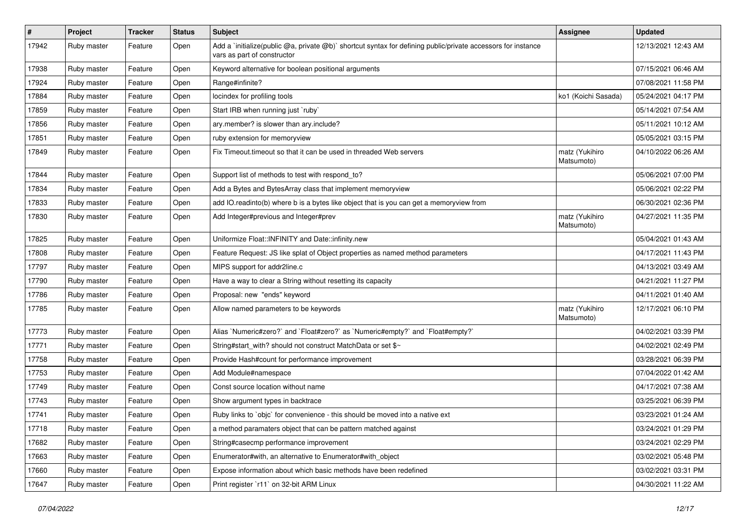| # | Project | Tracker | Status | Subject | Assignee | Updated |
|---|---|---|---|---|---|---|
| 17942 | Ruby master | Feature | Open | Add a `initialize(public @a, private @b)` shortcut syntax for defining public/private accessors for instance vars as part of constructor | | 12/13/2021 12:43 AM |
| 17938 | Ruby master | Feature | Open | Keyword alternative for boolean positional arguments | | 07/15/2021 06:46 AM |
| 17924 | Ruby master | Feature | Open | Range#infinite? | | 07/08/2021 11:58 PM |
| 17884 | Ruby master | Feature | Open | locindex for profiling tools | ko1 (Koichi Sasada) | 05/24/2021 04:17 PM |
| 17859 | Ruby master | Feature | Open | Start IRB when running just `ruby` | | 05/14/2021 07:54 AM |
| 17856 | Ruby master | Feature | Open | ary.member? is slower than ary.include? | | 05/11/2021 10:12 AM |
| 17851 | Ruby master | Feature | Open | ruby extension for memoryview | | 05/05/2021 03:15 PM |
| 17849 | Ruby master | Feature | Open | Fix Timeout.timeout so that it can be used in threaded Web servers | matz (Yukihiro Matsumoto) | 04/10/2022 06:26 AM |
| 17844 | Ruby master | Feature | Open | Support list of methods to test with respond_to? | | 05/06/2021 07:00 PM |
| 17834 | Ruby master | Feature | Open | Add a Bytes and BytesArray class that implement memoryview | | 05/06/2021 02:22 PM |
| 17833 | Ruby master | Feature | Open | add IO.readinto(b) where b is a bytes like object that is you can get a memoryview from | | 06/30/2021 02:36 PM |
| 17830 | Ruby master | Feature | Open | Add Integer#previous and Integer#prev | matz (Yukihiro Matsumoto) | 04/27/2021 11:35 PM |
| 17825 | Ruby master | Feature | Open | Uniformize Float::INFINITY and Date::infinity.new | | 05/04/2021 01:43 AM |
| 17808 | Ruby master | Feature | Open | Feature Request: JS like splat of Object properties as named method parameters | | 04/17/2021 11:43 PM |
| 17797 | Ruby master | Feature | Open | MIPS support for addr2line.c | | 04/13/2021 03:49 AM |
| 17790 | Ruby master | Feature | Open | Have a way to clear a String without resetting its capacity | | 04/21/2021 11:27 PM |
| 17786 | Ruby master | Feature | Open | Proposal: new "ends" keyword | | 04/11/2021 01:40 AM |
| 17785 | Ruby master | Feature | Open | Allow named parameters to be keywords | matz (Yukihiro Matsumoto) | 12/17/2021 06:10 PM |
| 17773 | Ruby master | Feature | Open | Alias `Numeric#zero?` and `Float#zero?` as `Numeric#empty?` and `Float#empty?` | | 04/02/2021 03:39 PM |
| 17771 | Ruby master | Feature | Open | String#start_with? should not construct MatchData or set $~ | | 04/02/2021 02:49 PM |
| 17758 | Ruby master | Feature | Open | Provide Hash#count for performance improvement | | 03/28/2021 06:39 PM |
| 17753 | Ruby master | Feature | Open | Add Module#namespace | | 07/04/2022 01:42 AM |
| 17749 | Ruby master | Feature | Open | Const source location without name | | 04/17/2021 07:38 AM |
| 17743 | Ruby master | Feature | Open | Show argument types in backtrace | | 03/25/2021 06:39 PM |
| 17741 | Ruby master | Feature | Open | Ruby links to `objc` for convenience - this should be moved into a native ext | | 03/23/2021 01:24 AM |
| 17718 | Ruby master | Feature | Open | a method paramaters object that can be pattern matched against | | 03/24/2021 01:29 PM |
| 17682 | Ruby master | Feature | Open | String#casecmp performance improvement | | 03/24/2021 02:29 PM |
| 17663 | Ruby master | Feature | Open | Enumerator#with, an alternative to Enumerator#with_object | | 03/02/2021 05:48 PM |
| 17660 | Ruby master | Feature | Open | Expose information about which basic methods have been redefined | | 03/02/2021 03:31 PM |
| 17647 | Ruby master | Feature | Open | Print register `r11` on 32-bit ARM Linux | | 04/30/2021 11:22 AM |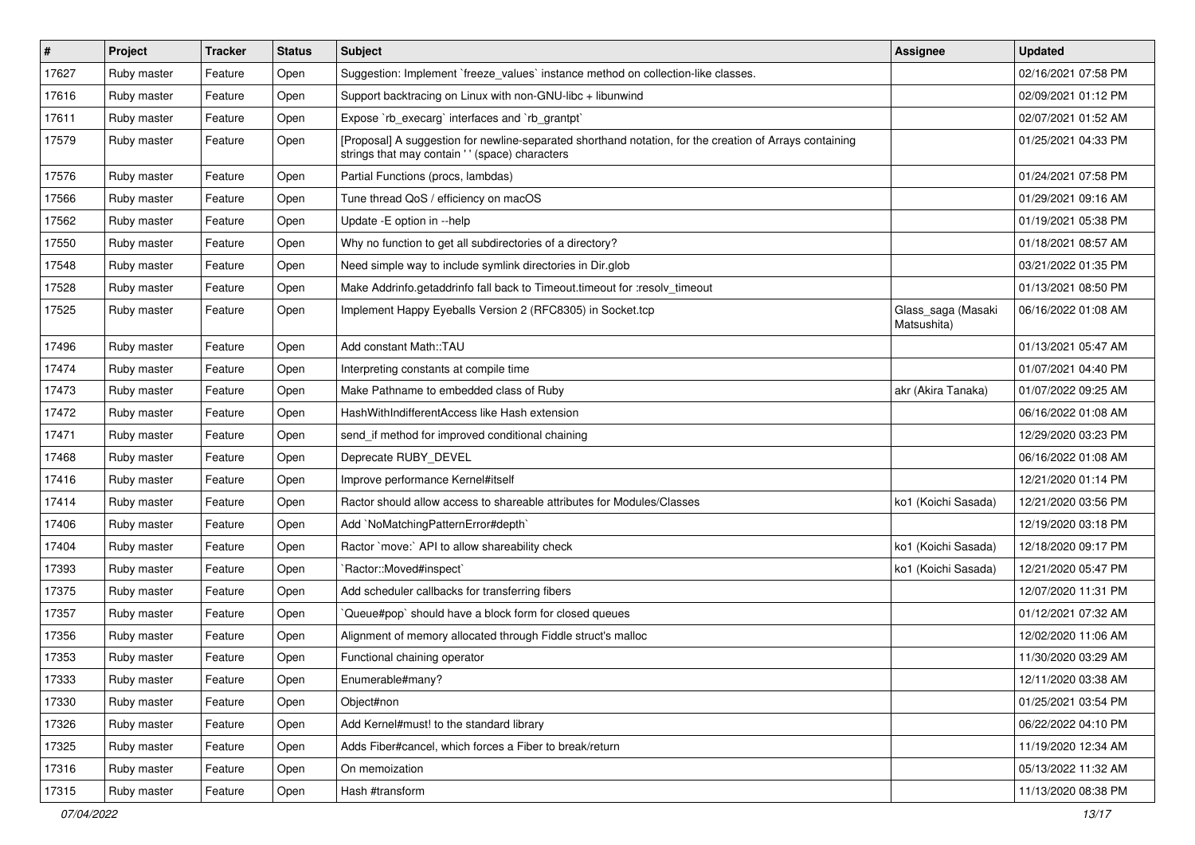| # | Project | Tracker | Status | Subject | Assignee | Updated |
|---|---|---|---|---|---|---|
| 17627 | Ruby master | Feature | Open | Suggestion: Implement `freeze_values` instance method on collection-like classes. | | 02/16/2021 07:58 PM |
| 17616 | Ruby master | Feature | Open | Support backtracing on Linux with non-GNU-libc + libunwind | | 02/09/2021 01:12 PM |
| 17611 | Ruby master | Feature | Open | Expose `rb_execarg` interfaces and `rb_grantpt` | | 02/07/2021 01:52 AM |
| 17579 | Ruby master | Feature | Open | [Proposal] A suggestion for newline-separated shorthand notation, for the creation of Arrays containing strings that may contain ' ' (space) characters | | 01/25/2021 04:33 PM |
| 17576 | Ruby master | Feature | Open | Partial Functions (procs, lambdas) | | 01/24/2021 07:58 PM |
| 17566 | Ruby master | Feature | Open | Tune thread QoS / efficiency on macOS | | 01/29/2021 09:16 AM |
| 17562 | Ruby master | Feature | Open | Update -E option in --help | | 01/19/2021 05:38 PM |
| 17550 | Ruby master | Feature | Open | Why no function to get all subdirectories of a directory? | | 01/18/2021 08:57 AM |
| 17548 | Ruby master | Feature | Open | Need simple way to include symlink directories in Dir.glob | | 03/21/2022 01:35 PM |
| 17528 | Ruby master | Feature | Open | Make Addrinfo.getaddrinfo fall back to Timeout.timeout for :resolv_timeout | | 01/13/2021 08:50 PM |
| 17525 | Ruby master | Feature | Open | Implement Happy Eyeballs Version 2 (RFC8305) in Socket.tcp | Glass_saga (Masaki Matsushita) | 06/16/2022 01:08 AM |
| 17496 | Ruby master | Feature | Open | Add constant Math::TAU | | 01/13/2021 05:47 AM |
| 17474 | Ruby master | Feature | Open | Interpreting constants at compile time | | 01/07/2021 04:40 PM |
| 17473 | Ruby master | Feature | Open | Make Pathname to embedded class of Ruby | akr (Akira Tanaka) | 01/07/2022 09:25 AM |
| 17472 | Ruby master | Feature | Open | HashWithIndifferentAccess like Hash extension | | 06/16/2022 01:08 AM |
| 17471 | Ruby master | Feature | Open | send_if method for improved conditional chaining | | 12/29/2020 03:23 PM |
| 17468 | Ruby master | Feature | Open | Deprecate RUBY_DEVEL | | 06/16/2022 01:08 AM |
| 17416 | Ruby master | Feature | Open | Improve performance Kernel#itself | | 12/21/2020 01:14 PM |
| 17414 | Ruby master | Feature | Open | Ractor should allow access to shareable attributes for Modules/Classes | ko1 (Koichi Sasada) | 12/21/2020 03:56 PM |
| 17406 | Ruby master | Feature | Open | Add `NoMatchingPatternError#depth` | | 12/19/2020 03:18 PM |
| 17404 | Ruby master | Feature | Open | Ractor `move:` API to allow shareability check | ko1 (Koichi Sasada) | 12/18/2020 09:17 PM |
| 17393 | Ruby master | Feature | Open | `Ractor::Moved#inspect` | ko1 (Koichi Sasada) | 12/21/2020 05:47 PM |
| 17375 | Ruby master | Feature | Open | Add scheduler callbacks for transferring fibers | | 12/07/2020 11:31 PM |
| 17357 | Ruby master | Feature | Open | `Queue#pop` should have a block form for closed queues | | 01/12/2021 07:32 AM |
| 17356 | Ruby master | Feature | Open | Alignment of memory allocated through Fiddle struct's malloc | | 12/02/2020 11:06 AM |
| 17353 | Ruby master | Feature | Open | Functional chaining operator | | 11/30/2020 03:29 AM |
| 17333 | Ruby master | Feature | Open | Enumerable#many? | | 12/11/2020 03:38 AM |
| 17330 | Ruby master | Feature | Open | Object#non | | 01/25/2021 03:54 PM |
| 17326 | Ruby master | Feature | Open | Add Kernel#must! to the standard library | | 06/22/2022 04:10 PM |
| 17325 | Ruby master | Feature | Open | Adds Fiber#cancel, which forces a Fiber to break/return | | 11/19/2020 12:34 AM |
| 17316 | Ruby master | Feature | Open | On memoization | | 05/13/2022 11:32 AM |
| 17315 | Ruby master | Feature | Open | Hash #transform | | 11/13/2020 08:38 PM |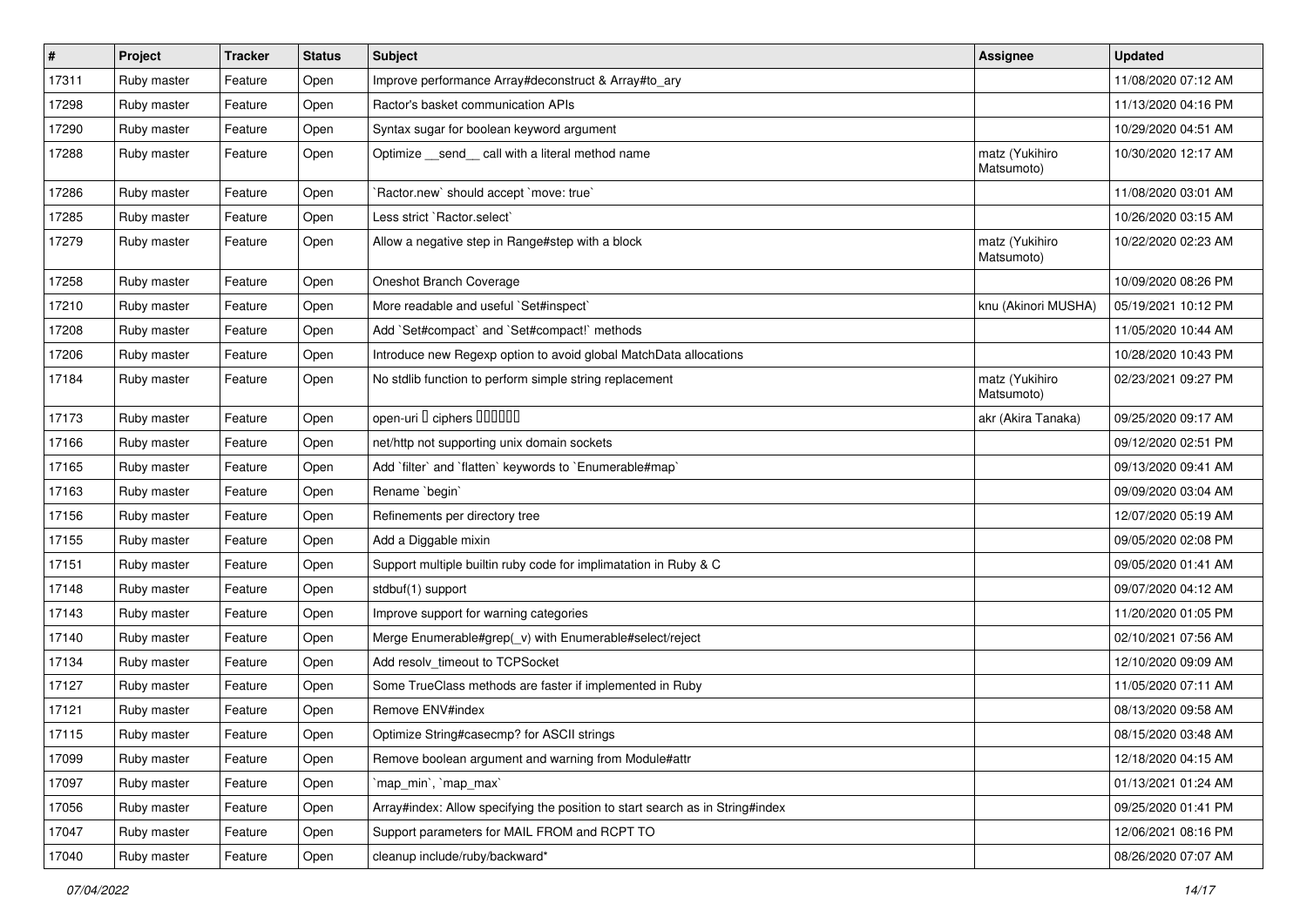| # | Project | Tracker | Status | Subject | Assignee | Updated |
|---|---|---|---|---|---|---|
| 17311 | Ruby master | Feature | Open | Improve performance Array#deconstruct & Array#to_ary | | 11/08/2020 07:12 AM |
| 17298 | Ruby master | Feature | Open | Ractor's basket communication APIs | | 11/13/2020 04:16 PM |
| 17290 | Ruby master | Feature | Open | Syntax sugar for boolean keyword argument | | 10/29/2020 04:51 AM |
| 17288 | Ruby master | Feature | Open | Optimize __send__ call with a literal method name | matz (Yukihiro Matsumoto) | 10/30/2020 12:17 AM |
| 17286 | Ruby master | Feature | Open | `Ractor.new` should accept `move: true` | | 11/08/2020 03:01 AM |
| 17285 | Ruby master | Feature | Open | Less strict `Ractor.select` | | 10/26/2020 03:15 AM |
| 17279 | Ruby master | Feature | Open | Allow a negative step in Range#step with a block | matz (Yukihiro Matsumoto) | 10/22/2020 02:23 AM |
| 17258 | Ruby master | Feature | Open | Oneshot Branch Coverage | | 10/09/2020 08:26 PM |
| 17210 | Ruby master | Feature | Open | More readable and useful `Set#inspect` | knu (Akinori MUSHA) | 05/19/2021 10:12 PM |
| 17208 | Ruby master | Feature | Open | Add `Set#compact` and `Set#compact!` methods | | 11/05/2020 10:44 AM |
| 17206 | Ruby master | Feature | Open | Introduce new Regexp option to avoid global MatchData allocations | | 10/28/2020 10:43 PM |
| 17184 | Ruby master | Feature | Open | No stdlib function to perform simple string replacement | matz (Yukihiro Matsumoto) | 02/23/2021 09:27 PM |
| 17173 | Ruby master | Feature | Open | open-uri � ciphers ������ | akr (Akira Tanaka) | 09/25/2020 09:17 AM |
| 17166 | Ruby master | Feature | Open | net/http not supporting unix domain sockets | | 09/12/2020 02:51 PM |
| 17165 | Ruby master | Feature | Open | Add `filter` and `flatten` keywords to `Enumerable#map` | | 09/13/2020 09:41 AM |
| 17163 | Ruby master | Feature | Open | Rename `begin` | | 09/09/2020 03:04 AM |
| 17156 | Ruby master | Feature | Open | Refinements per directory tree | | 12/07/2020 05:19 AM |
| 17155 | Ruby master | Feature | Open | Add a Diggable mixin | | 09/05/2020 02:08 PM |
| 17151 | Ruby master | Feature | Open | Support multiple builtin ruby code for implimatation in Ruby & C | | 09/05/2020 01:41 AM |
| 17148 | Ruby master | Feature | Open | stdbuf(1) support | | 09/07/2020 04:12 AM |
| 17143 | Ruby master | Feature | Open | Improve support for warning categories | | 11/20/2020 01:05 PM |
| 17140 | Ruby master | Feature | Open | Merge Enumerable#grep(_v) with Enumerable#select/reject | | 02/10/2021 07:56 AM |
| 17134 | Ruby master | Feature | Open | Add resolv_timeout to TCPSocket | | 12/10/2020 09:09 AM |
| 17127 | Ruby master | Feature | Open | Some TrueClass methods are faster if implemented in Ruby | | 11/05/2020 07:11 AM |
| 17121 | Ruby master | Feature | Open | Remove ENV#index | | 08/13/2020 09:58 AM |
| 17115 | Ruby master | Feature | Open | Optimize String#casecmp? for ASCII strings | | 08/15/2020 03:48 AM |
| 17099 | Ruby master | Feature | Open | Remove boolean argument and warning from Module#attr | | 12/18/2020 04:15 AM |
| 17097 | Ruby master | Feature | Open | `map_min`, `map_max` | | 01/13/2021 01:24 AM |
| 17056 | Ruby master | Feature | Open | Array#index: Allow specifying the position to start search as in String#index | | 09/25/2020 01:41 PM |
| 17047 | Ruby master | Feature | Open | Support parameters for MAIL FROM and RCPT TO | | 12/06/2021 08:16 PM |
| 17040 | Ruby master | Feature | Open | cleanup include/ruby/backward* | | 08/26/2020 07:07 AM |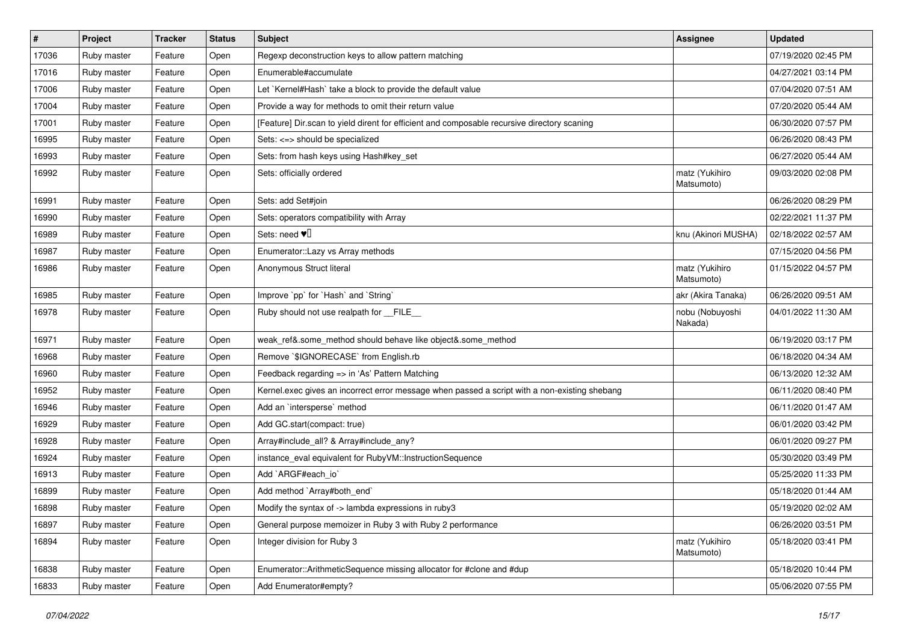| # | Project | Tracker | Status | Subject | Assignee | Updated |
|---|---|---|---|---|---|---|
| 17036 | Ruby master | Feature | Open | Regexp deconstruction keys to allow pattern matching | | 07/19/2020 02:45 PM |
| 17016 | Ruby master | Feature | Open | Enumerable#accumulate | | 04/27/2021 03:14 PM |
| 17006 | Ruby master | Feature | Open | Let `Kernel#Hash` take a block to provide the default value | | 07/04/2020 07:51 AM |
| 17004 | Ruby master | Feature | Open | Provide a way for methods to omit their return value | | 07/20/2020 05:44 AM |
| 17001 | Ruby master | Feature | Open | [Feature] Dir.scan to yield dirent for efficient and composable recursive directory scaning | | 06/30/2020 07:57 PM |
| 16995 | Ruby master | Feature | Open | Sets: <=> should be specialized | | 06/26/2020 08:43 PM |
| 16993 | Ruby master | Feature | Open | Sets: from hash keys using Hash#key_set | | 06/27/2020 05:44 AM |
| 16992 | Ruby master | Feature | Open | Sets: officially ordered | matz (Yukihiro Matsumoto) | 09/03/2020 02:08 PM |
| 16991 | Ruby master | Feature | Open | Sets: add Set#join | | 06/26/2020 08:29 PM |
| 16990 | Ruby master | Feature | Open | Sets: operators compatibility with Array | | 02/22/2021 11:37 PM |
| 16989 | Ruby master | Feature | Open | Sets: need ♥️ | knu (Akinori MUSHA) | 02/18/2022 02:57 AM |
| 16987 | Ruby master | Feature | Open | Enumerator::Lazy vs Array methods | | 07/15/2020 04:56 PM |
| 16986 | Ruby master | Feature | Open | Anonymous Struct literal | matz (Yukihiro Matsumoto) | 01/15/2022 04:57 PM |
| 16985 | Ruby master | Feature | Open | Improve `pp` for `Hash` and `String` | akr (Akira Tanaka) | 06/26/2020 09:51 AM |
| 16978 | Ruby master | Feature | Open | Ruby should not use realpath for __FILE__ | nobu (Nobuyoshi Nakada) | 04/01/2022 11:30 AM |
| 16971 | Ruby master | Feature | Open | weak_ref&.some_method should behave like object&.some_method | | 06/19/2020 03:17 PM |
| 16968 | Ruby master | Feature | Open | Remove `$IGNORECASE` from English.rb | | 06/18/2020 04:34 AM |
| 16960 | Ruby master | Feature | Open | Feedback regarding => in 'As' Pattern Matching | | 06/13/2020 12:32 AM |
| 16952 | Ruby master | Feature | Open | Kernel.exec gives an incorrect error message when passed a script with a non-existing shebang | | 06/11/2020 08:40 PM |
| 16946 | Ruby master | Feature | Open | Add an `intersperse` method | | 06/11/2020 01:47 AM |
| 16929 | Ruby master | Feature | Open | Add GC.start(compact: true) | | 06/01/2020 03:42 PM |
| 16928 | Ruby master | Feature | Open | Array#include_all? & Array#include_any? | | 06/01/2020 09:27 PM |
| 16924 | Ruby master | Feature | Open | instance_eval equivalent for RubyVM::InstructionSequence | | 05/30/2020 03:49 PM |
| 16913 | Ruby master | Feature | Open | Add `ARGF#each_io` | | 05/25/2020 11:33 PM |
| 16899 | Ruby master | Feature | Open | Add method `Array#both_end` | | 05/18/2020 01:44 AM |
| 16898 | Ruby master | Feature | Open | Modify the syntax of -> lambda expressions in ruby3 | | 05/19/2020 02:02 AM |
| 16897 | Ruby master | Feature | Open | General purpose memoizer in Ruby 3 with Ruby 2 performance | | 06/26/2020 03:51 PM |
| 16894 | Ruby master | Feature | Open | Integer division for Ruby 3 | matz (Yukihiro Matsumoto) | 05/18/2020 03:41 PM |
| 16838 | Ruby master | Feature | Open | Enumerator::ArithmeticSequence missing allocator for #clone and #dup | | 05/18/2020 10:44 PM |
| 16833 | Ruby master | Feature | Open | Add Enumerator#empty? | | 05/06/2020 07:55 PM |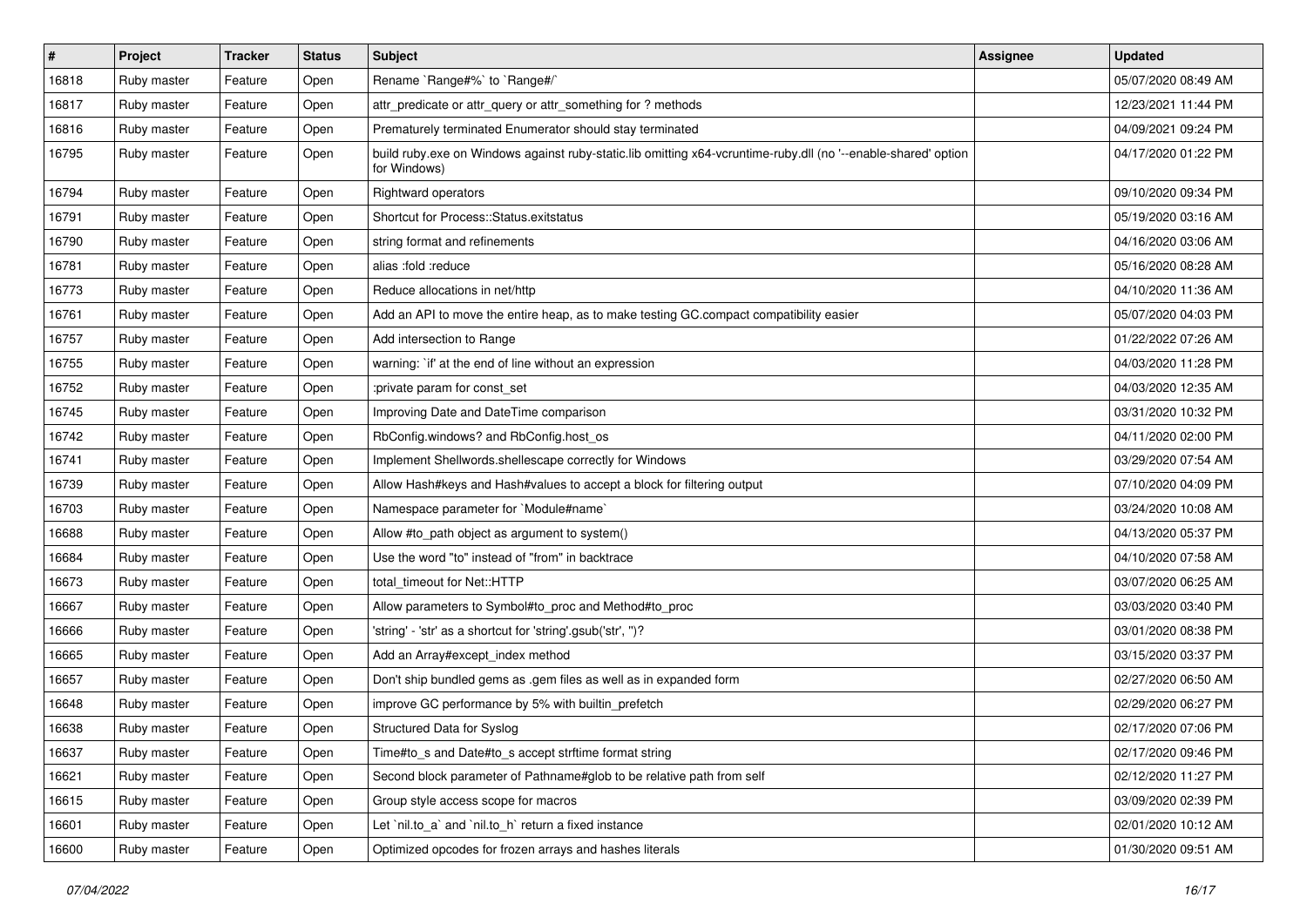| # | Project | Tracker | Status | Subject | Assignee | Updated |
|---|---|---|---|---|---|---|
| 16818 | Ruby master | Feature | Open | Rename `Range#%` to `Range#/` | | 05/07/2020 08:49 AM |
| 16817 | Ruby master | Feature | Open | attr_predicate or attr_query or attr_something for ? methods | | 12/23/2021 11:44 PM |
| 16816 | Ruby master | Feature | Open | Prematurely terminated Enumerator should stay terminated | | 04/09/2021 09:24 PM |
| 16795 | Ruby master | Feature | Open | build ruby.exe on Windows against ruby-static.lib omitting x64-vcruntime-ruby.dll (no '--enable-shared' option for Windows) | | 04/17/2020 01:22 PM |
| 16794 | Ruby master | Feature | Open | Rightward operators | | 09/10/2020 09:34 PM |
| 16791 | Ruby master | Feature | Open | Shortcut for Process::Status.exitstatus | | 05/19/2020 03:16 AM |
| 16790 | Ruby master | Feature | Open | string format and refinements | | 04/16/2020 03:06 AM |
| 16781 | Ruby master | Feature | Open | alias :fold :reduce | | 05/16/2020 08:28 AM |
| 16773 | Ruby master | Feature | Open | Reduce allocations in net/http | | 04/10/2020 11:36 AM |
| 16761 | Ruby master | Feature | Open | Add an API to move the entire heap, as to make testing GC.compact compatibility easier | | 05/07/2020 04:03 PM |
| 16757 | Ruby master | Feature | Open | Add intersection to Range | | 01/22/2022 07:26 AM |
| 16755 | Ruby master | Feature | Open | warning: `if' at the end of line without an expression | | 04/03/2020 11:28 PM |
| 16752 | Ruby master | Feature | Open | :private param for const_set | | 04/03/2020 12:35 AM |
| 16745 | Ruby master | Feature | Open | Improving Date and DateTime comparison | | 03/31/2020 10:32 PM |
| 16742 | Ruby master | Feature | Open | RbConfig.windows? and RbConfig.host_os | | 04/11/2020 02:00 PM |
| 16741 | Ruby master | Feature | Open | Implement Shellwords.shellescape correctly for Windows | | 03/29/2020 07:54 AM |
| 16739 | Ruby master | Feature | Open | Allow Hash#keys and Hash#values to accept a block for filtering output | | 07/10/2020 04:09 PM |
| 16703 | Ruby master | Feature | Open | Namespace parameter for `Module#name` | | 03/24/2020 10:08 AM |
| 16688 | Ruby master | Feature | Open | Allow #to_path object as argument to system() | | 04/13/2020 05:37 PM |
| 16684 | Ruby master | Feature | Open | Use the word "to" instead of "from" in backtrace | | 04/10/2020 07:58 AM |
| 16673 | Ruby master | Feature | Open | total_timeout for Net::HTTP | | 03/07/2020 06:25 AM |
| 16667 | Ruby master | Feature | Open | Allow parameters to Symbol#to_proc and Method#to_proc | | 03/03/2020 03:40 PM |
| 16666 | Ruby master | Feature | Open | 'string' - 'str' as a shortcut for 'string'.gsub('str', '')? | | 03/01/2020 08:38 PM |
| 16665 | Ruby master | Feature | Open | Add an Array#except_index method | | 03/15/2020 03:37 PM |
| 16657 | Ruby master | Feature | Open | Don't ship bundled gems as .gem files as well as in expanded form | | 02/27/2020 06:50 AM |
| 16648 | Ruby master | Feature | Open | improve GC performance by 5% with builtin_prefetch | | 02/29/2020 06:27 PM |
| 16638 | Ruby master | Feature | Open | Structured Data for Syslog | | 02/17/2020 07:06 PM |
| 16637 | Ruby master | Feature | Open | Time#to_s and Date#to_s accept strftime format string | | 02/17/2020 09:46 PM |
| 16621 | Ruby master | Feature | Open | Second block parameter of Pathname#glob to be relative path from self | | 02/12/2020 11:27 PM |
| 16615 | Ruby master | Feature | Open | Group style access scope for macros | | 03/09/2020 02:39 PM |
| 16601 | Ruby master | Feature | Open | Let `nil.to_a` and `nil.to_h` return a fixed instance | | 02/01/2020 10:12 AM |
| 16600 | Ruby master | Feature | Open | Optimized opcodes for frozen arrays and hashes literals | | 01/30/2020 09:51 AM |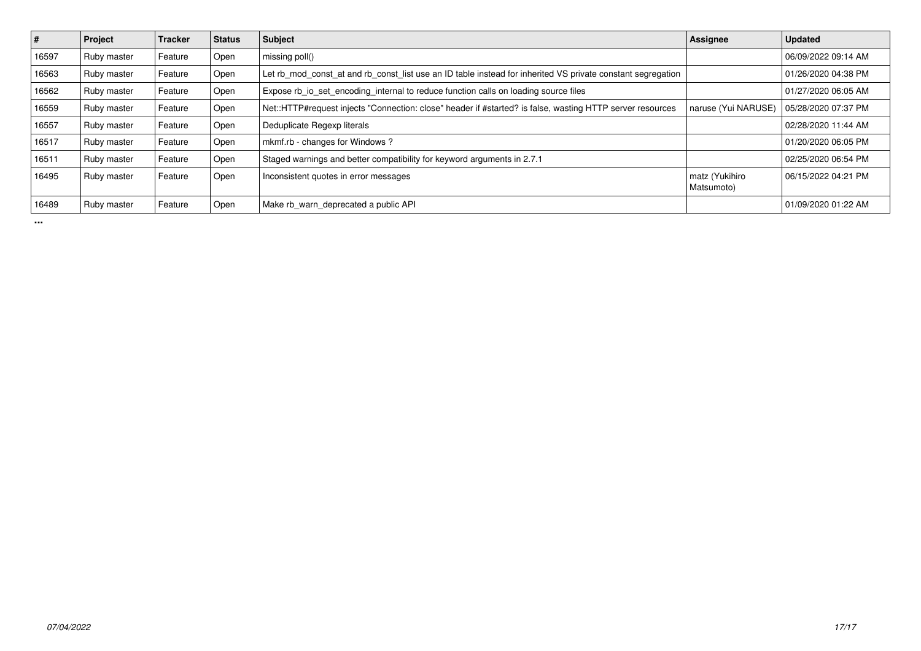| # | Project | Tracker | Status | Subject | Assignee | Updated |
|---|---|---|---|---|---|---|
| 16597 | Ruby master | Feature | Open | missing poll() | | 06/09/2022 09:14 AM |
| 16563 | Ruby master | Feature | Open | Let rb_mod_const_at and rb_const_list use an ID table instead for inherited VS private constant segregation | | 01/26/2020 04:38 PM |
| 16562 | Ruby master | Feature | Open | Expose rb_io_set_encoding_internal to reduce function calls on loading source files | | 01/27/2020 06:05 AM |
| 16559 | Ruby master | Feature | Open | Net::HTTP#request injects "Connection: close" header if #started? is false, wasting HTTP server resources | naruse (Yui NARUSE) | 05/28/2020 07:37 PM |
| 16557 | Ruby master | Feature | Open | Deduplicate Regexp literals | | 02/28/2020 11:44 AM |
| 16517 | Ruby master | Feature | Open | mkmf.rb - changes for Windows ? | | 01/20/2020 06:05 PM |
| 16511 | Ruby master | Feature | Open | Staged warnings and better compatibility for keyword arguments in 2.7.1 | | 02/25/2020 06:54 PM |
| 16495 | Ruby master | Feature | Open | Inconsistent quotes in error messages | matz (Yukihiro Matsumoto) | 06/15/2022 04:21 PM |
| 16489 | Ruby master | Feature | Open | Make rb_warn_deprecated a public API | | 01/09/2020 01:22 AM |

...